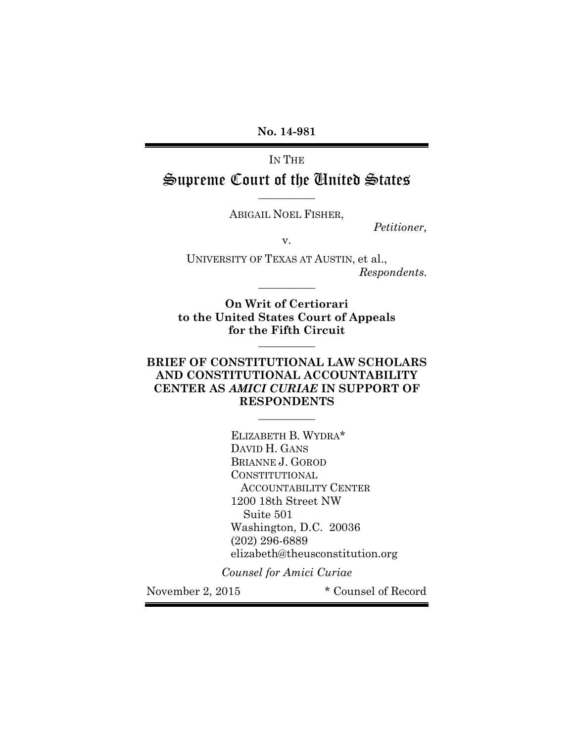**No. 14-981**

IN THE

# Supreme Court of the United States

---

ABIGAIL NOEL FISHER,

*Petitioner,*

v.

UNIVERSITY OF TEXAS AT AUSTIN, et al.,

*Respondents.*

---

**On Writ of Certiorari to the United States Court of Appeals for the Fifth Circuit**

---

**BRIEF OF CONSTITUTIONAL LAW SCHOLARS AND CONSTITUTIONAL ACCOUNTABILITY CENTER AS *AMICI CURIAE* IN SUPPORT OF RESPONDENTS**

---

ELIZABETH B. WYDRA*
DAVID H. GANS
BRIANNE J. GOROD
CONSTITUTIONAL ACCOUNTABILITY CENTER
1200 18th Street NW
Suite 501
Washington, D.C. 20036
(202) 296-6889
elizabeth@theusconstitution.org

*Counsel for Amici Curiae*

November 2, 2015

\* Counsel of Record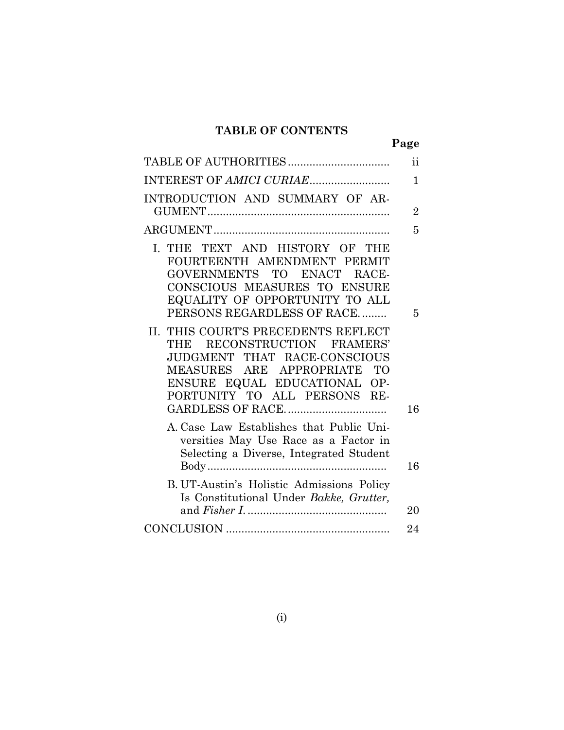## TABLE OF CONTENTS

| | Page |
|---|---|
| TABLE OF AUTHORITIES | ii |
| INTEREST OF *AMICI CURIAE* | 1 |
| INTRODUCTION AND SUMMARY OF ARGUMENT | 2 |
| ARGUMENT | 5 |
| I. THE TEXT AND HISTORY OF THE FOURTEENTH AMENDMENT PERMIT GOVERNMENTS TO ENACT RACE-CONSCIOUS MEASURES TO ENSURE EQUALITY OF OPPORTUNITY TO ALL PERSONS REGARDLESS OF RACE. | 5 |
| II. THIS COURT'S PRECEDENTS REFLECT THE RECONSTRUCTION FRAMERS' JUDGMENT THAT RACE-CONSCIOUS MEASURES ARE APPROPRIATE TO ENSURE EQUAL EDUCATIONAL OPPORTUNITY TO ALL PERSONS REGARDLESS OF RACE. | 16 |
| A. Case Law Establishes that Public Universities May Use Race as a Factor in Selecting a Diverse, Integrated Student Body | 16 |
| B. UT-Austin's Holistic Admissions Policy Is Constitutional Under *Bakke, Grutter,* and *Fisher I.* | 20 |
| CONCLUSION | 24 |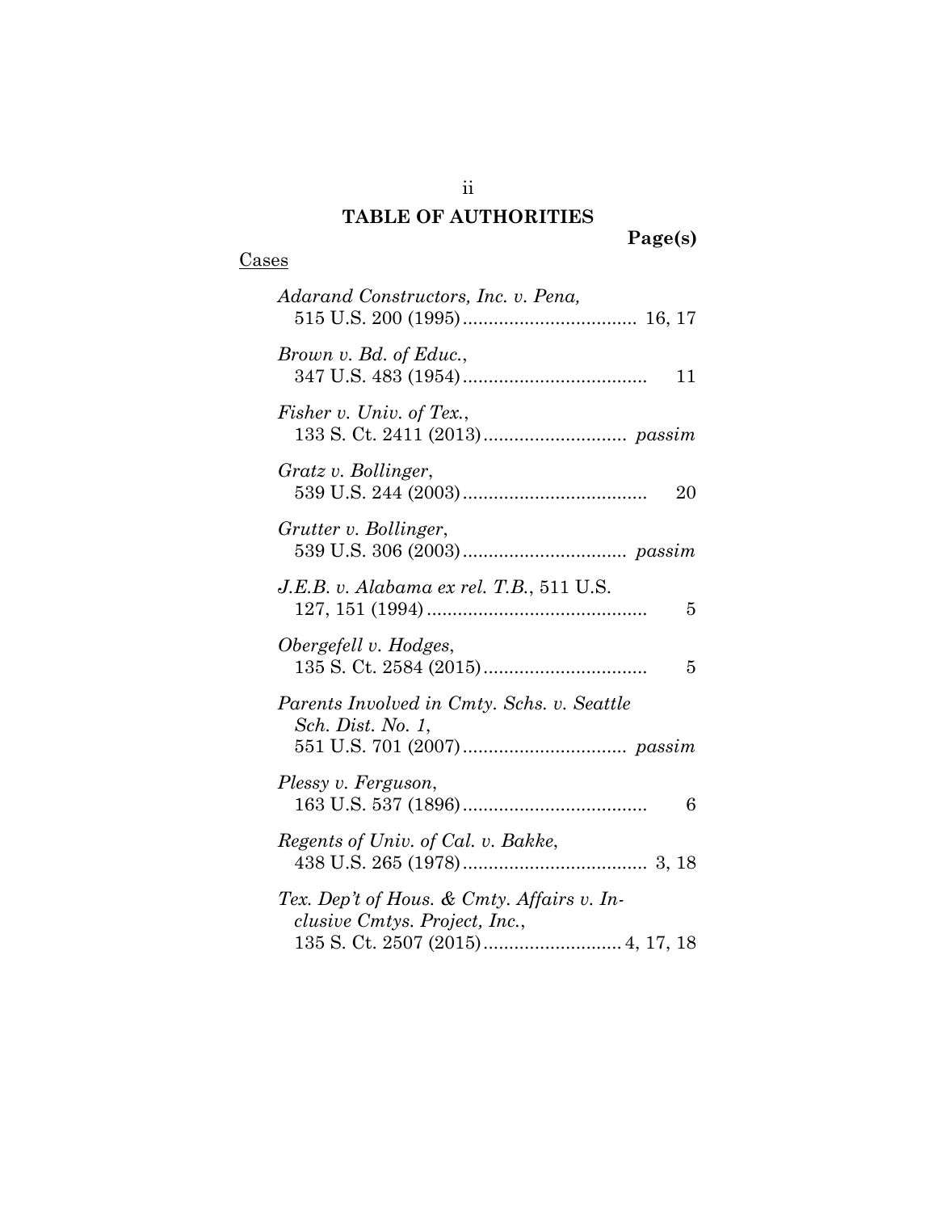# TABLE OF AUTHORITIES

**Page(s)**

Cases

*Adarand Constructors, Inc. v. Pena,*
515 U.S. 200 (1995) .................................. 16, 17

*Brown v. Bd. of Educ.*,
347 U.S. 483 (1954) .................................... 11

*Fisher v. Univ. of Tex.*,
133 S. Ct. 2411 (2013) ............................ *passim*

*Gratz v. Bollinger*,
539 U.S. 244 (2003) .................................... 20

*Grutter v. Bollinger*,
539 U.S. 306 (2003) ................................ *passim*

*J.E.B. v. Alabama ex rel. T.B.*, 511 U.S. 127, 151 (1994) ........................................... 5

*Obergefell v. Hodges*,
135 S. Ct. 2584 (2015) ................................ 5

*Parents Involved in Cmty. Schs. v. Seattle Sch. Dist. No. 1*,
551 U.S. 701 (2007) ................................ *passim*

*Plessy v. Ferguson*,
163 U.S. 537 (1896) .................................... 6

*Regents of Univ. of Cal. v. Bakke*,
438 U.S. 265 (1978) .................................... 3, 18

*Tex. Dep't of Hous. & Cmty. Affairs v. Inclusive Cmtys. Project, Inc.*,
135 S. Ct. 2507 (2015) ........................... 4, 17, 18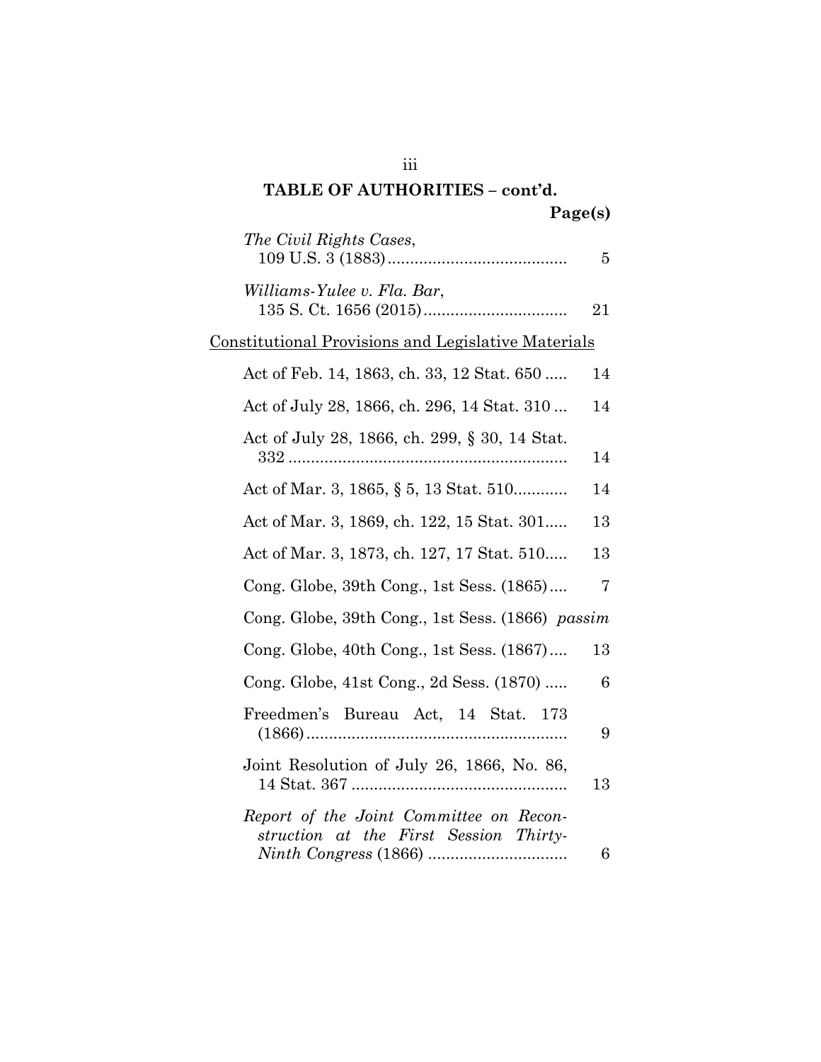**TABLE OF AUTHORITIES – cont'd.**

**Page(s)**

*The Civil Rights Cases*, 109 U.S. 3 (1883) ........................................ 5

*Williams-Yulee v. Fla. Bar*, 135 S. Ct. 1656 (2015) ................................ 21

Constitutional Provisions and Legislative Materials

Act of Feb. 14, 1863, ch. 33, 12 Stat. 650 ..... 14

Act of July 28, 1866, ch. 296, 14 Stat. 310 ... 14

Act of July 28, 1866, ch. 299, § 30, 14 Stat. 332 .............................................................. 14

Act of Mar. 3, 1865, § 5, 13 Stat. 510............ 14

Act of Mar. 3, 1869, ch. 122, 15 Stat. 301..... 13

Act of Mar. 3, 1873, ch. 127, 17 Stat. 510..... 13

Cong. Globe, 39th Cong., 1st Sess. (1865).... 7

Cong. Globe, 39th Cong., 1st Sess. (1866) *passim*

Cong. Globe, 40th Cong., 1st Sess. (1867).... 13

Cong. Globe, 41st Cong., 2d Sess. (1870) ..... 6

Freedmen's Bureau Act, 14 Stat. 173 (1866)......................................................... 9

Joint Resolution of July 26, 1866, No. 86, 14 Stat. 367 ................................................ 13

*Report of the Joint Committee on Reconstruction at the First Session Thirty-Ninth Congress* (1866) ............................... 6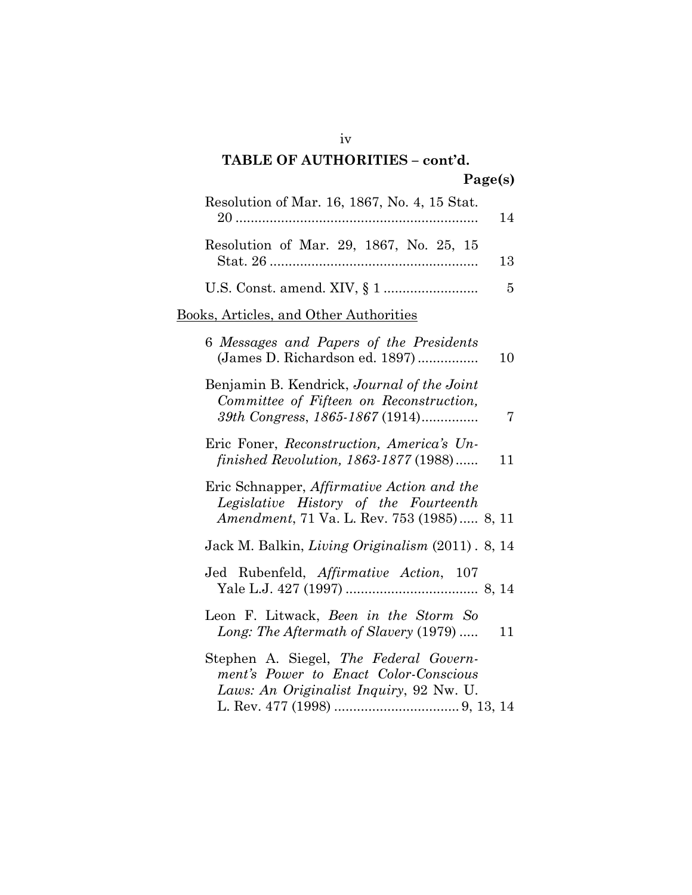## TABLE OF AUTHORITIES – cont'd.

| | Page(s) |
|---|---|
| Resolution of Mar. 16, 1867, No. 4, 15 Stat. 20 | 14 |
| Resolution of Mar. 29, 1867, No. 25, 15 Stat. 26 | 13 |
| U.S. Const. amend. XIV, § 1 | 5 |

Books, Articles, and Other Authorities

| | |
|---|---|
| 6 *Messages and Papers of the Presidents* (James D. Richardson ed. 1897) | 10 |
| Benjamin B. Kendrick, *Journal of the Joint Committee of Fifteen on Reconstruction, 39th Congress*, *1865-1867* (1914) | 7 |
| Eric Foner, *Reconstruction, America's Unfinished Revolution, 1863-1877* (1988) | 11 |
| Eric Schnapper, *Affirmative Action and the Legislative History of the Fourteenth Amendment*, 71 Va. L. Rev. 753 (1985) | 8, 11 |
| Jack M. Balkin, *Living Originalism* (2011) | 8, 14 |
| Jed Rubenfeld, *Affirmative Action*, 107 Yale L.J. 427 (1997) | 8, 14 |
| Leon F. Litwack, *Been in the Storm So Long: The Aftermath of Slavery* (1979) | 11 |
| Stephen A. Siegel, *The Federal Government's Power to Enact Color-Conscious Laws: An Originalist Inquiry*, 92 Nw. U. L. Rev. 477 (1998) | 9, 13, 14 |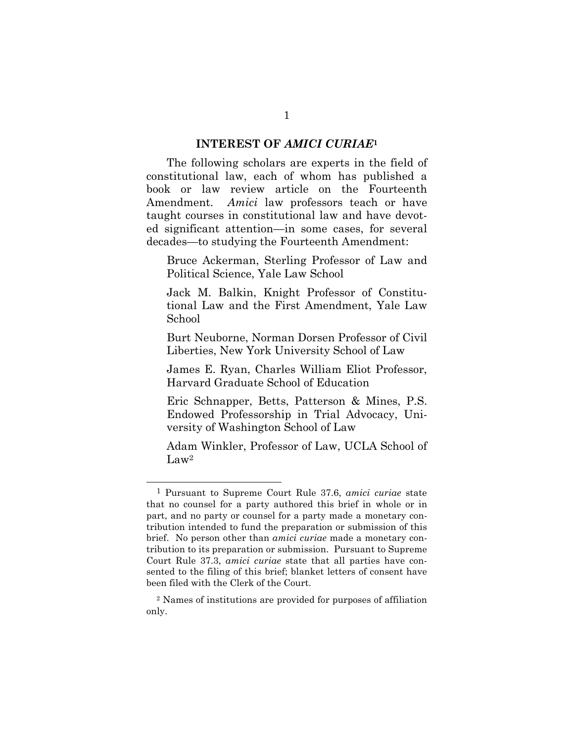## INTEREST OF *AMICI CURIAE*[1]

The following scholars are experts in the field of constitutional law, each of whom has published a book or law review article on the Fourteenth Amendment. *Amici* law professors teach or have taught courses in constitutional law and have devoted significant attention—in some cases, for several decades—to studying the Fourteenth Amendment:

Bruce Ackerman, Sterling Professor of Law and Political Science, Yale Law School

Jack M. Balkin, Knight Professor of Constitutional Law and the First Amendment, Yale Law School

Burt Neuborne, Norman Dorsen Professor of Civil Liberties, New York University School of Law

James E. Ryan, Charles William Eliot Professor, Harvard Graduate School of Education

Eric Schnapper, Betts, Patterson & Mines, P.S. Endowed Professorship in Trial Advocacy, University of Washington School of Law

Adam Winkler, Professor of Law, UCLA School of Law[2]

---

[1] Pursuant to Supreme Court Rule 37.6, *amici curiae* state that no counsel for a party authored this brief in whole or in part, and no party or counsel for a party made a monetary contribution intended to fund the preparation or submission of this brief. No person other than *amici curiae* made a monetary contribution to its preparation or submission. Pursuant to Supreme Court Rule 37.3, *amici curiae* state that all parties have consented to the filing of this brief; blanket letters of consent have been filed with the Clerk of the Court.

[2] Names of institutions are provided for purposes of affiliation only.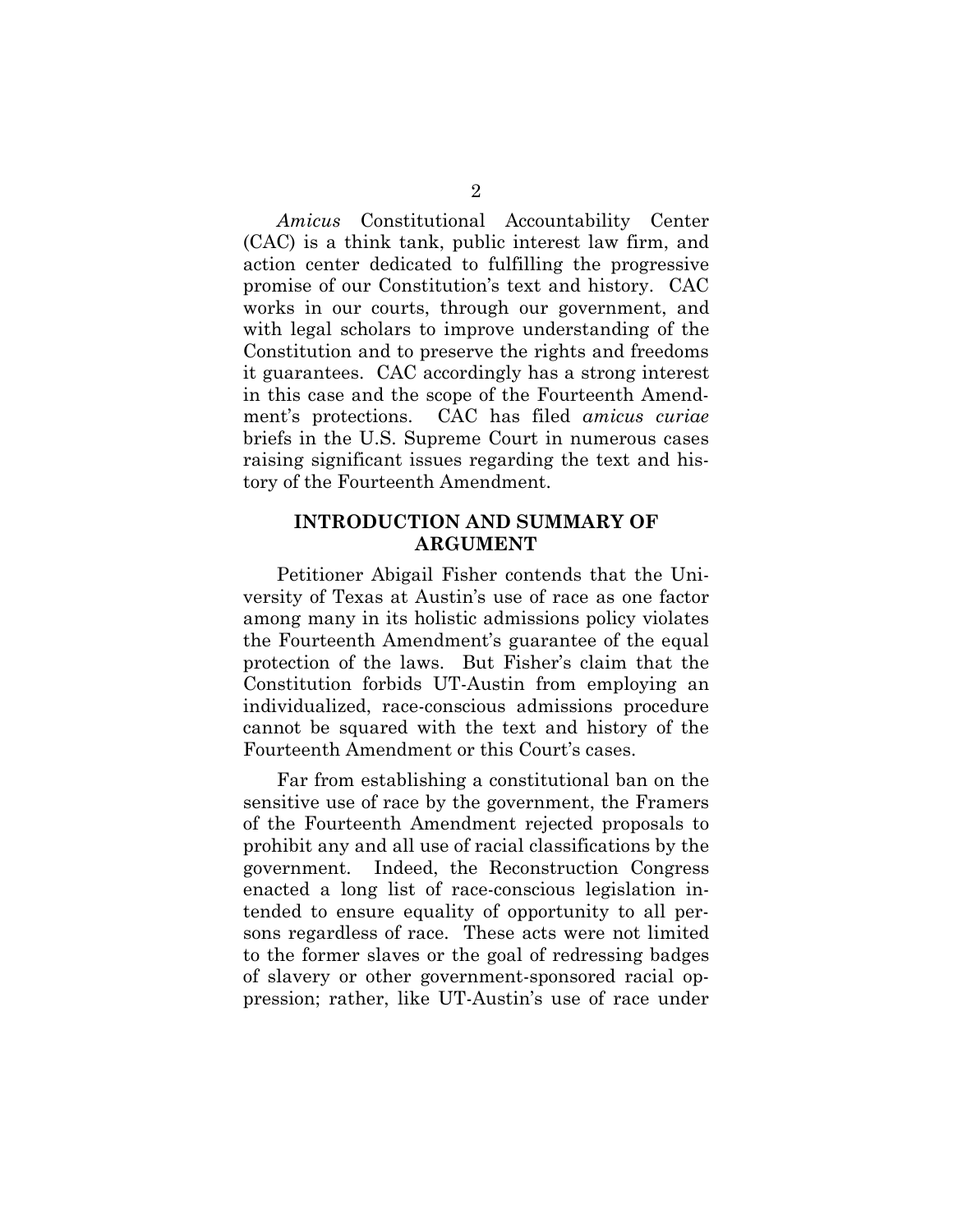*Amicus* Constitutional Accountability Center (CAC) is a think tank, public interest law firm, and action center dedicated to fulfilling the progressive promise of our Constitution's text and history. CAC works in our courts, through our government, and with legal scholars to improve understanding of the Constitution and to preserve the rights and freedoms it guarantees. CAC accordingly has a strong interest in this case and the scope of the Fourteenth Amendment's protections. CAC has filed *amicus curiae* briefs in the U.S. Supreme Court in numerous cases raising significant issues regarding the text and history of the Fourteenth Amendment.

## INTRODUCTION AND SUMMARY OF ARGUMENT

Petitioner Abigail Fisher contends that the University of Texas at Austin's use of race as one factor among many in its holistic admissions policy violates the Fourteenth Amendment's guarantee of the equal protection of the laws. But Fisher's claim that the Constitution forbids UT-Austin from employing an individualized, race-conscious admissions procedure cannot be squared with the text and history of the Fourteenth Amendment or this Court's cases.

Far from establishing a constitutional ban on the sensitive use of race by the government, the Framers of the Fourteenth Amendment rejected proposals to prohibit any and all use of racial classifications by the government. Indeed, the Reconstruction Congress enacted a long list of race-conscious legislation intended to ensure equality of opportunity to all persons regardless of race. These acts were not limited to the former slaves or the goal of redressing badges of slavery or other government-sponsored racial oppression; rather, like UT-Austin's use of race under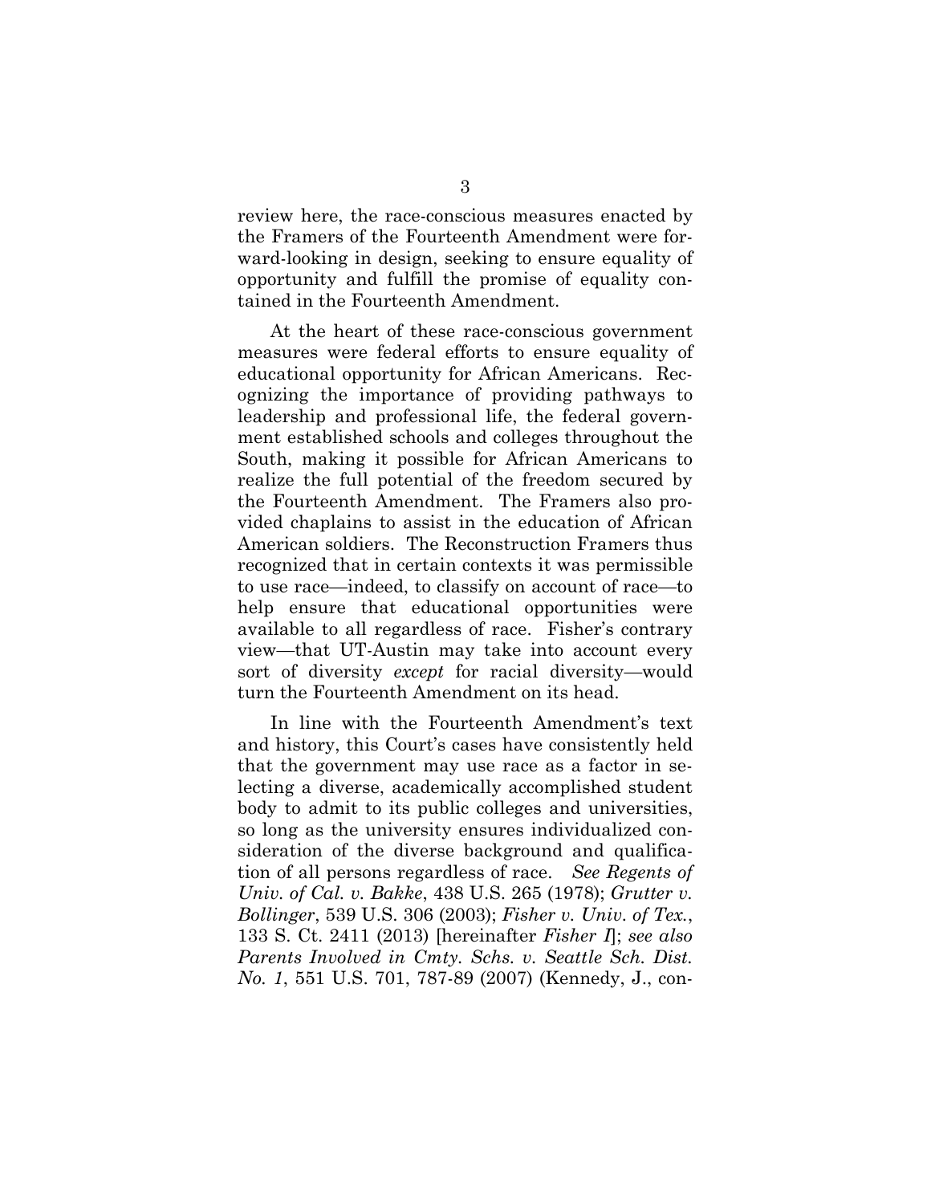review here, the race-conscious measures enacted by the Framers of the Fourteenth Amendment were forward-looking in design, seeking to ensure equality of opportunity and fulfill the promise of equality contained in the Fourteenth Amendment.

At the heart of these race-conscious government measures were federal efforts to ensure equality of educational opportunity for African Americans. Recognizing the importance of providing pathways to leadership and professional life, the federal government established schools and colleges throughout the South, making it possible for African Americans to realize the full potential of the freedom secured by the Fourteenth Amendment. The Framers also provided chaplains to assist in the education of African American soldiers. The Reconstruction Framers thus recognized that in certain contexts it was permissible to use race—indeed, to classify on account of race—to help ensure that educational opportunities were available to all regardless of race. Fisher's contrary view—that UT-Austin may take into account every sort of diversity *except* for racial diversity—would turn the Fourteenth Amendment on its head.

In line with the Fourteenth Amendment's text and history, this Court's cases have consistently held that the government may use race as a factor in selecting a diverse, academically accomplished student body to admit to its public colleges and universities, so long as the university ensures individualized consideration of the diverse background and qualification of all persons regardless of race. *See Regents of Univ. of Cal. v. Bakke*, 438 U.S. 265 (1978); *Grutter v. Bollinger*, 539 U.S. 306 (2003); *Fisher v. Univ. of Tex.*, 133 S. Ct. 2411 (2013) [hereinafter *Fisher I*]; *see also Parents Involved in Cmty. Schs. v. Seattle Sch. Dist. No. 1*, 551 U.S. 701, 787-89 (2007) (Kennedy, J., con-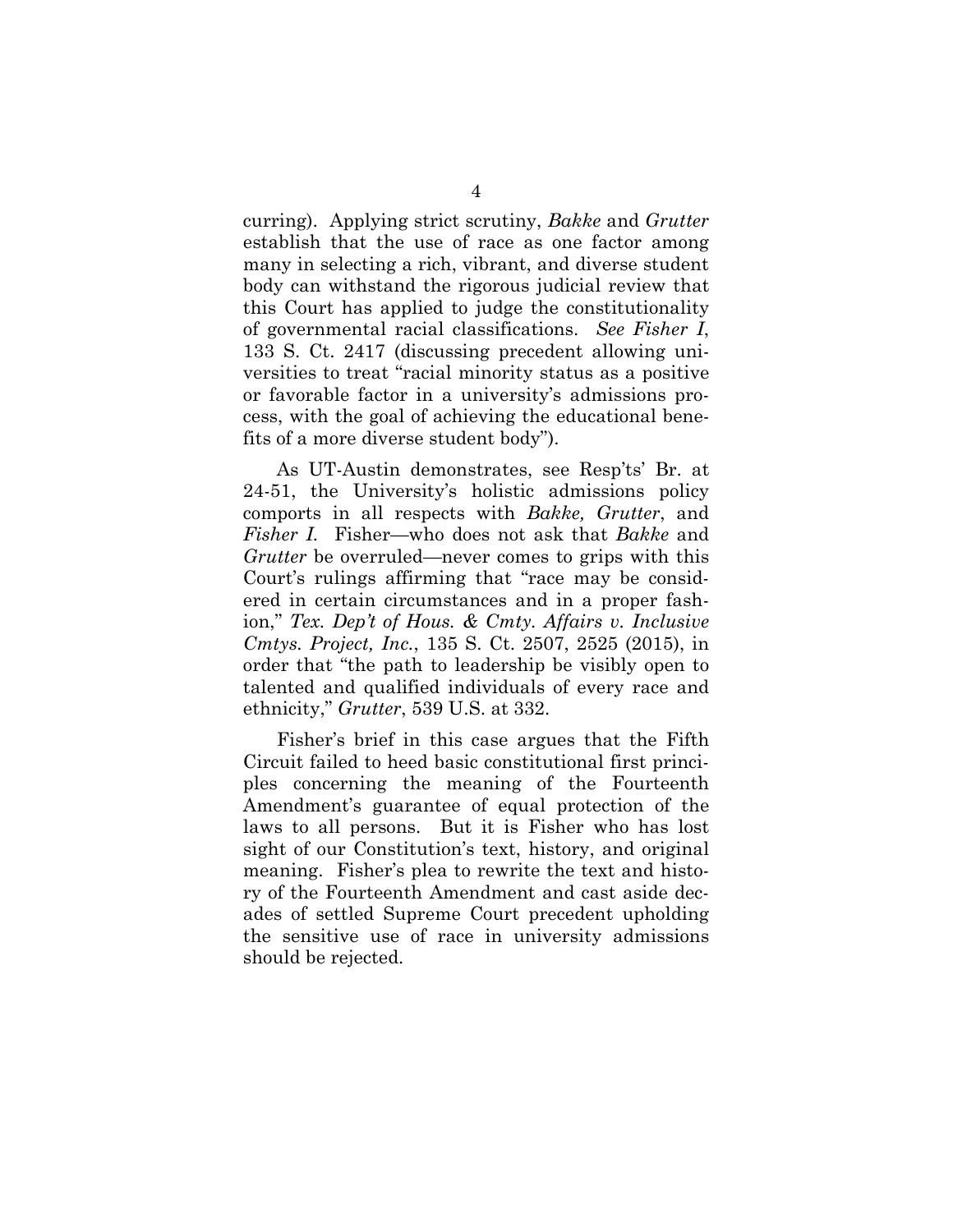curring). Applying strict scrutiny, *Bakke* and *Grutter* establish that the use of race as one factor among many in selecting a rich, vibrant, and diverse student body can withstand the rigorous judicial review that this Court has applied to judge the constitutionality of governmental racial classifications. *See Fisher I*, 133 S. Ct. 2417 (discussing precedent allowing universities to treat "racial minority status as a positive or favorable factor in a university's admissions process, with the goal of achieving the educational benefits of a more diverse student body").

As UT-Austin demonstrates, see Resp'ts' Br. at 24-51, the University's holistic admissions policy comports in all respects with *Bakke, Grutter*, and *Fisher I.* Fisher—who does not ask that *Bakke* and *Grutter* be overruled—never comes to grips with this Court's rulings affirming that "race may be considered in certain circumstances and in a proper fashion," *Tex. Dep't of Hous. & Cmty. Affairs v. Inclusive Cmtys. Project, Inc.*, 135 S. Ct. 2507, 2525 (2015), in order that "the path to leadership be visibly open to talented and qualified individuals of every race and ethnicity," *Grutter*, 539 U.S. at 332.

Fisher's brief in this case argues that the Fifth Circuit failed to heed basic constitutional first principles concerning the meaning of the Fourteenth Amendment's guarantee of equal protection of the laws to all persons. But it is Fisher who has lost sight of our Constitution's text, history, and original meaning. Fisher's plea to rewrite the text and history of the Fourteenth Amendment and cast aside decades of settled Supreme Court precedent upholding the sensitive use of race in university admissions should be rejected.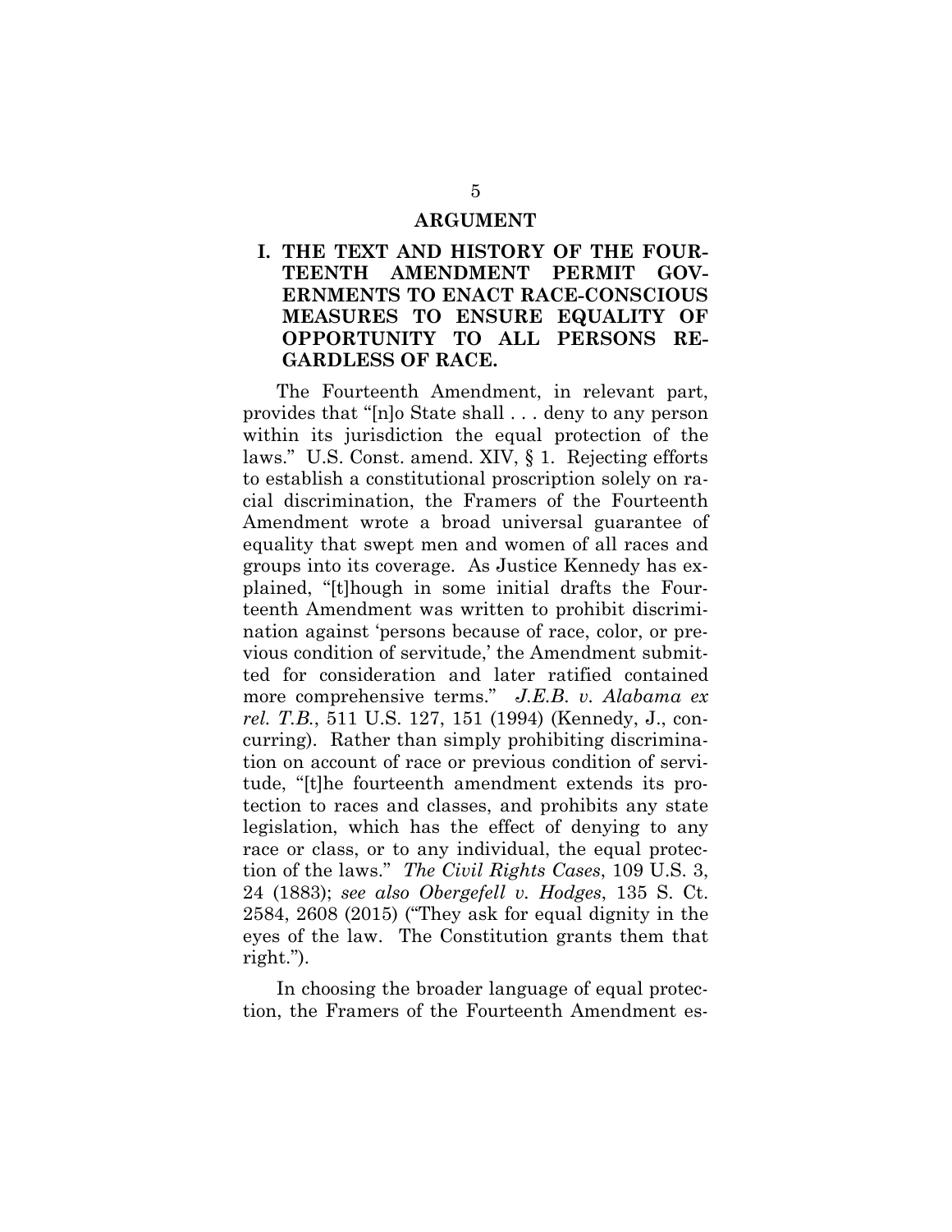## ARGUMENT

### I. THE TEXT AND HISTORY OF THE FOURTEENTH AMENDMENT PERMIT GOVERNMENTS TO ENACT RACE-CONSCIOUS MEASURES TO ENSURE EQUALITY OF OPPORTUNITY TO ALL PERSONS REGARDLESS OF RACE.

The Fourteenth Amendment, in relevant part, provides that "[n]o State shall . . . deny to any person within its jurisdiction the equal protection of the laws." U.S. Const. amend. XIV, § 1. Rejecting efforts to establish a constitutional proscription solely on racial discrimination, the Framers of the Fourteenth Amendment wrote a broad universal guarantee of equality that swept men and women of all races and groups into its coverage. As Justice Kennedy has explained, "[t]hough in some initial drafts the Fourteenth Amendment was written to prohibit discrimination against 'persons because of race, color, or previous condition of servitude,' the Amendment submitted for consideration and later ratified contained more comprehensive terms." *J.E.B. v. Alabama ex rel. T.B.*, 511 U.S. 127, 151 (1994) (Kennedy, J., concurring). Rather than simply prohibiting discrimination on account of race or previous condition of servitude, "[t]he fourteenth amendment extends its protection to races and classes, and prohibits any state legislation, which has the effect of denying to any race or class, or to any individual, the equal protection of the laws." *The Civil Rights Cases*, 109 U.S. 3, 24 (1883); *see also Obergefell v. Hodges*, 135 S. Ct. 2584, 2608 (2015) ("They ask for equal dignity in the eyes of the law. The Constitution grants them that right.").

In choosing the broader language of equal protection, the Framers of the Fourteenth Amendment es-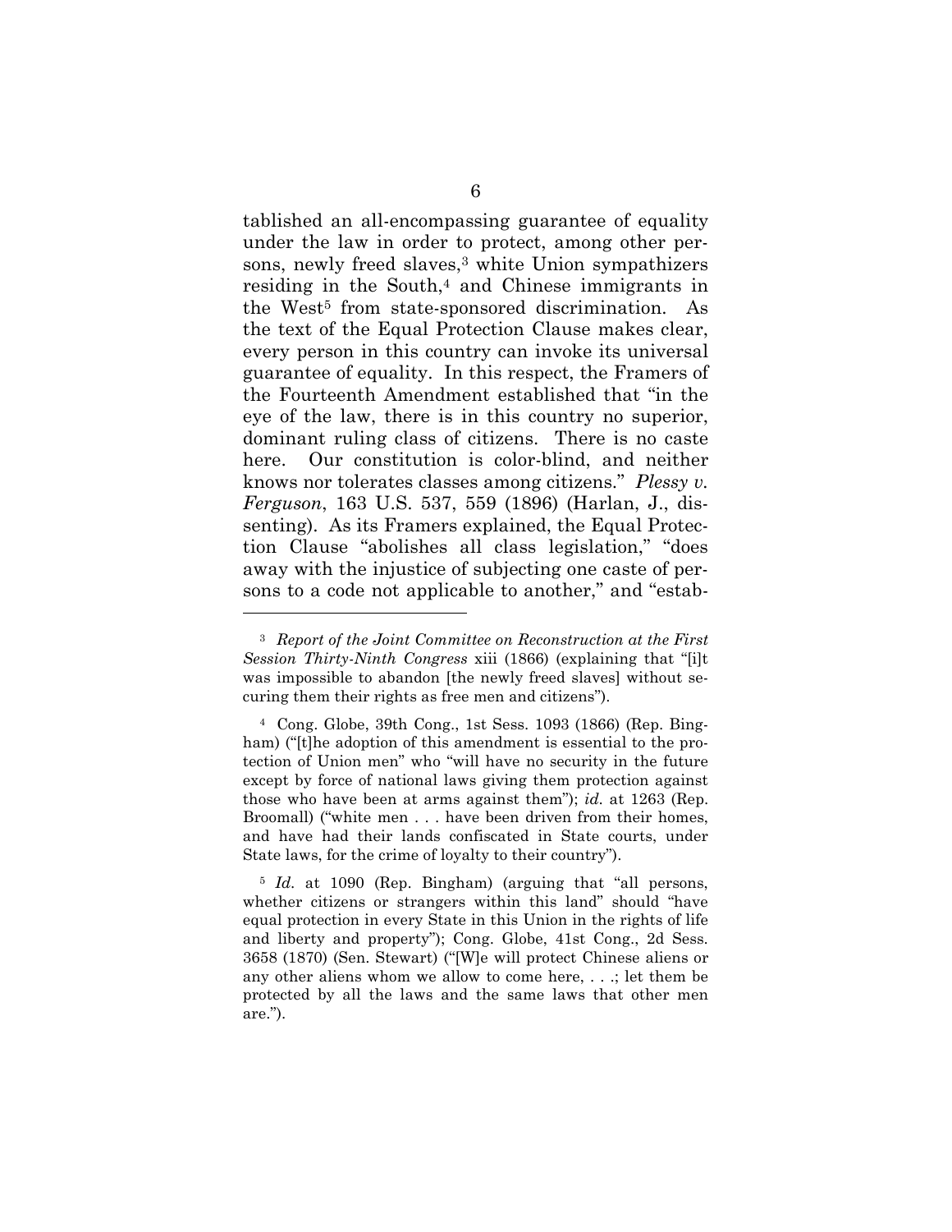tablished an all-encompassing guarantee of equality under the law in order to protect, among other persons, newly freed slaves,[3] white Union sympathizers residing in the South,[4] and Chinese immigrants in the West[5] from state-sponsored discrimination. As the text of the Equal Protection Clause makes clear, every person in this country can invoke its universal guarantee of equality. In this respect, the Framers of the Fourteenth Amendment established that "in the eye of the law, there is in this country no superior, dominant ruling class of citizens. There is no caste here. Our constitution is color-blind, and neither knows nor tolerates classes among citizens." *Plessy v. Ferguson*, 163 U.S. 537, 559 (1896) (Harlan, J., dissenting). As its Framers explained, the Equal Protection Clause "abolishes all class legislation," "does away with the injustice of subjecting one caste of persons to a code not applicable to another," and "estab-

---

[3] *Report of the Joint Committee on Reconstruction at the First Session Thirty-Ninth Congress* xiii (1866) (explaining that "[i]t was impossible to abandon [the newly freed slaves] without securing them their rights as free men and citizens").

[4] Cong. Globe, 39th Cong., 1st Sess. 1093 (1866) (Rep. Bingham) ("[t]he adoption of this amendment is essential to the protection of Union men" who "will have no security in the future except by force of national laws giving them protection against those who have been at arms against them"); *id.* at 1263 (Rep. Broomall) ("white men . . . have been driven from their homes, and have had their lands confiscated in State courts, under State laws, for the crime of loyalty to their country").

[5] *Id.* at 1090 (Rep. Bingham) (arguing that "all persons, whether citizens or strangers within this land" should "have equal protection in every State in this Union in the rights of life and liberty and property"); Cong. Globe, 41st Cong., 2d Sess. 3658 (1870) (Sen. Stewart) ("[W]e will protect Chinese aliens or any other aliens whom we allow to come here, . . .; let them be protected by all the laws and the same laws that other men are.").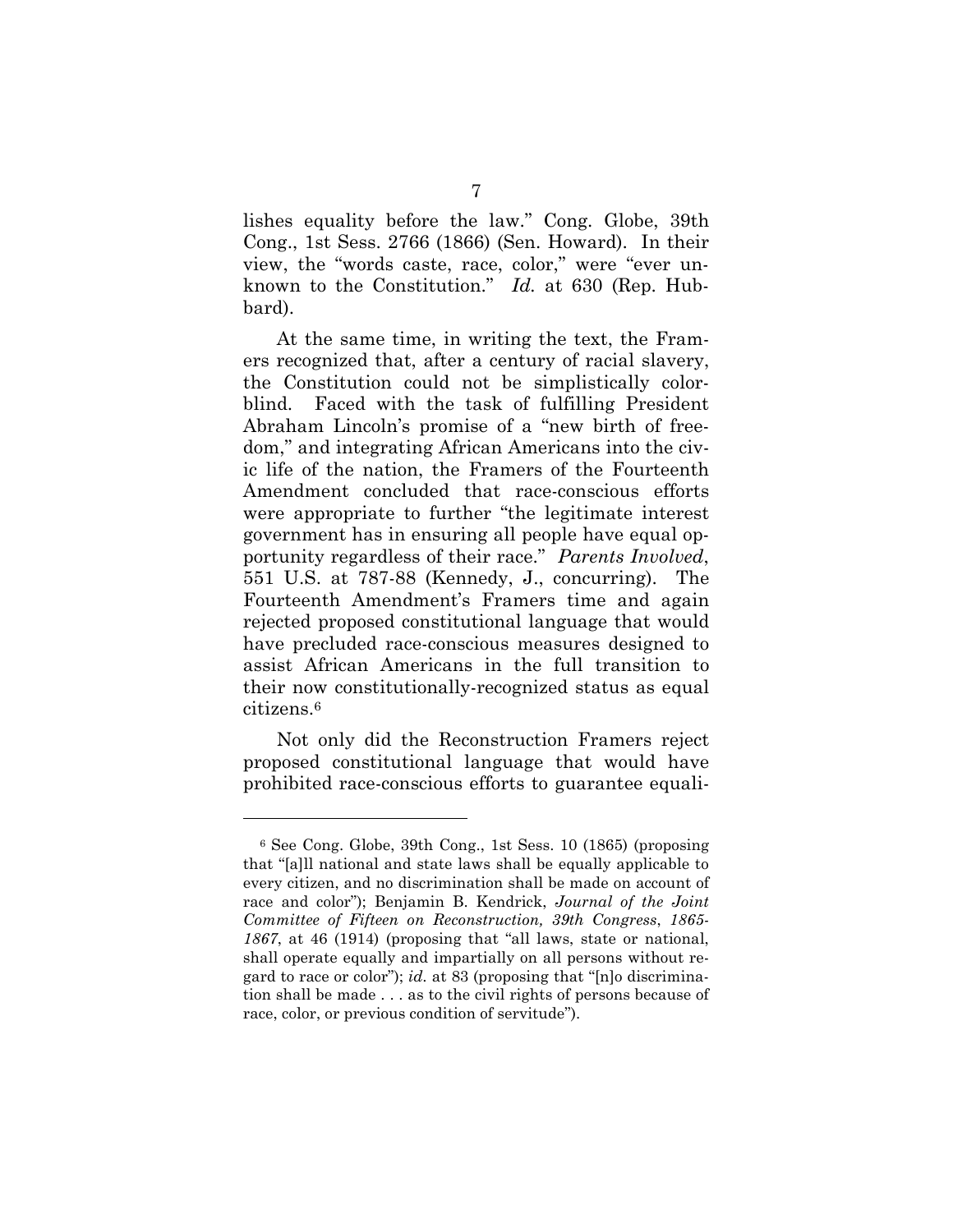lishes equality before the law." Cong. Globe, 39th Cong., 1st Sess. 2766 (1866) (Sen. Howard). In their view, the "words caste, race, color," were "ever unknown to the Constitution." *Id.* at 630 (Rep. Hubbard).

At the same time, in writing the text, the Framers recognized that, after a century of racial slavery, the Constitution could not be simplistically colorblind. Faced with the task of fulfilling President Abraham Lincoln's promise of a "new birth of freedom," and integrating African Americans into the civic life of the nation, the Framers of the Fourteenth Amendment concluded that race-conscious efforts were appropriate to further "the legitimate interest government has in ensuring all people have equal opportunity regardless of their race." *Parents Involved*, 551 U.S. at 787-88 (Kennedy, J., concurring). The Fourteenth Amendment's Framers time and again rejected proposed constitutional language that would have precluded race-conscious measures designed to assist African Americans in the full transition to their now constitutionally-recognized status as equal citizens.[6]

Not only did the Reconstruction Framers reject proposed constitutional language that would have prohibited race-conscious efforts to guarantee equali-

[6] See Cong. Globe, 39th Cong., 1st Sess. 10 (1865) (proposing that "[a]ll national and state laws shall be equally applicable to every citizen, and no discrimination shall be made on account of race and color"); Benjamin B. Kendrick, *Journal of the Joint Committee of Fifteen on Reconstruction, 39th Congress, 1865-1867*, at 46 (1914) (proposing that "all laws, state or national, shall operate equally and impartially on all persons without regard to race or color"); *id.* at 83 (proposing that "[n]o discrimination shall be made . . . as to the civil rights of persons because of race, color, or previous condition of servitude").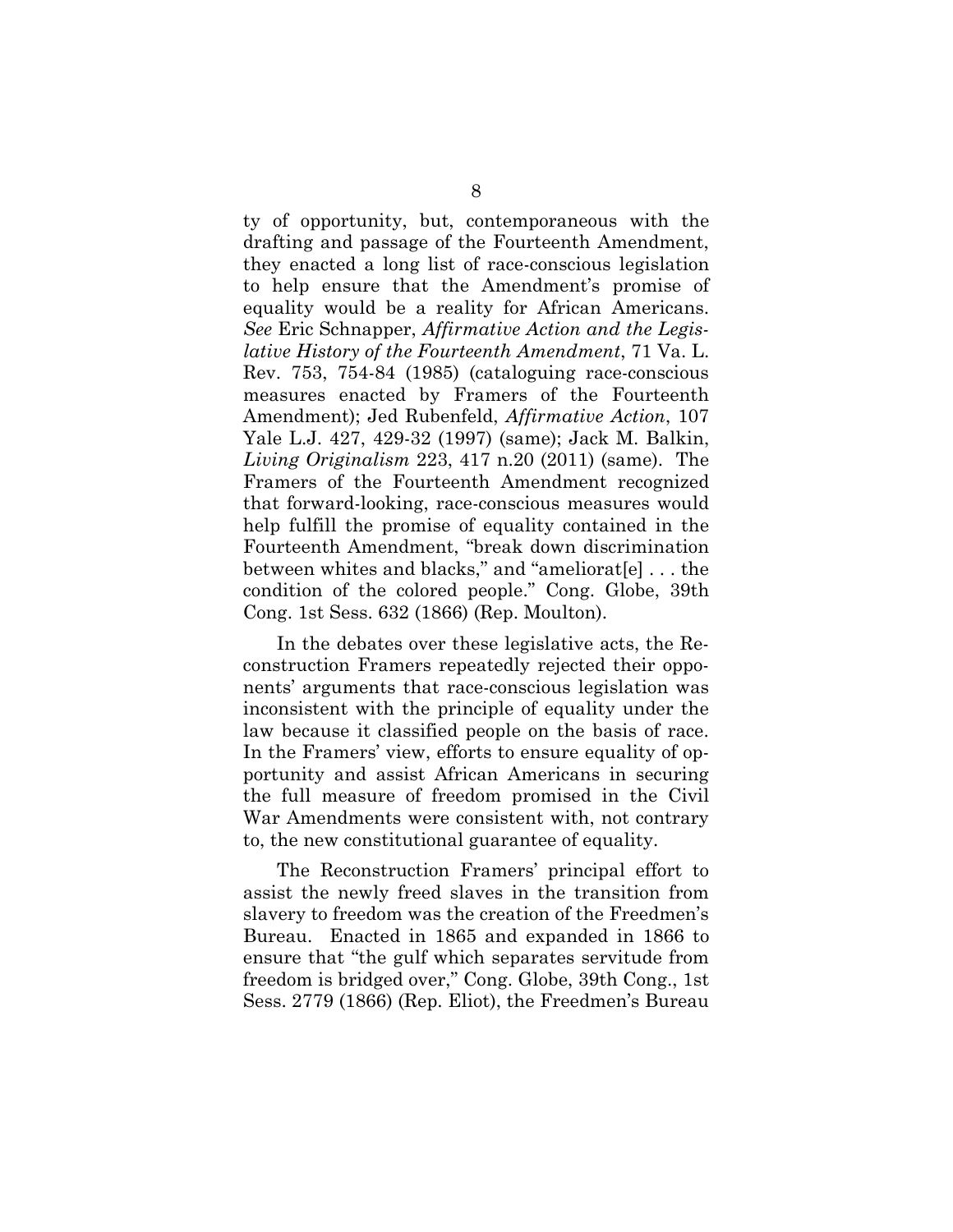ty of opportunity, but, contemporaneous with the drafting and passage of the Fourteenth Amendment, they enacted a long list of race-conscious legislation to help ensure that the Amendment's promise of equality would be a reality for African Americans. *See* Eric Schnapper, *Affirmative Action and the Legislative History of the Fourteenth Amendment*, 71 Va. L. Rev. 753, 754-84 (1985) (cataloguing race-conscious measures enacted by Framers of the Fourteenth Amendment); Jed Rubenfeld, *Affirmative Action*, 107 Yale L.J. 427, 429-32 (1997) (same); Jack M. Balkin, *Living Originalism* 223, 417 n.20 (2011) (same). The Framers of the Fourteenth Amendment recognized that forward-looking, race-conscious measures would help fulfill the promise of equality contained in the Fourteenth Amendment, "break down discrimination between whites and blacks," and "ameliorat[e] . . . the condition of the colored people." Cong. Globe, 39th Cong. 1st Sess. 632 (1866) (Rep. Moulton).

In the debates over these legislative acts, the Reconstruction Framers repeatedly rejected their opponents' arguments that race-conscious legislation was inconsistent with the principle of equality under the law because it classified people on the basis of race. In the Framers' view, efforts to ensure equality of opportunity and assist African Americans in securing the full measure of freedom promised in the Civil War Amendments were consistent with, not contrary to, the new constitutional guarantee of equality.

The Reconstruction Framers' principal effort to assist the newly freed slaves in the transition from slavery to freedom was the creation of the Freedmen's Bureau. Enacted in 1865 and expanded in 1866 to ensure that "the gulf which separates servitude from freedom is bridged over," Cong. Globe, 39th Cong., 1st Sess. 2779 (1866) (Rep. Eliot), the Freedmen's Bureau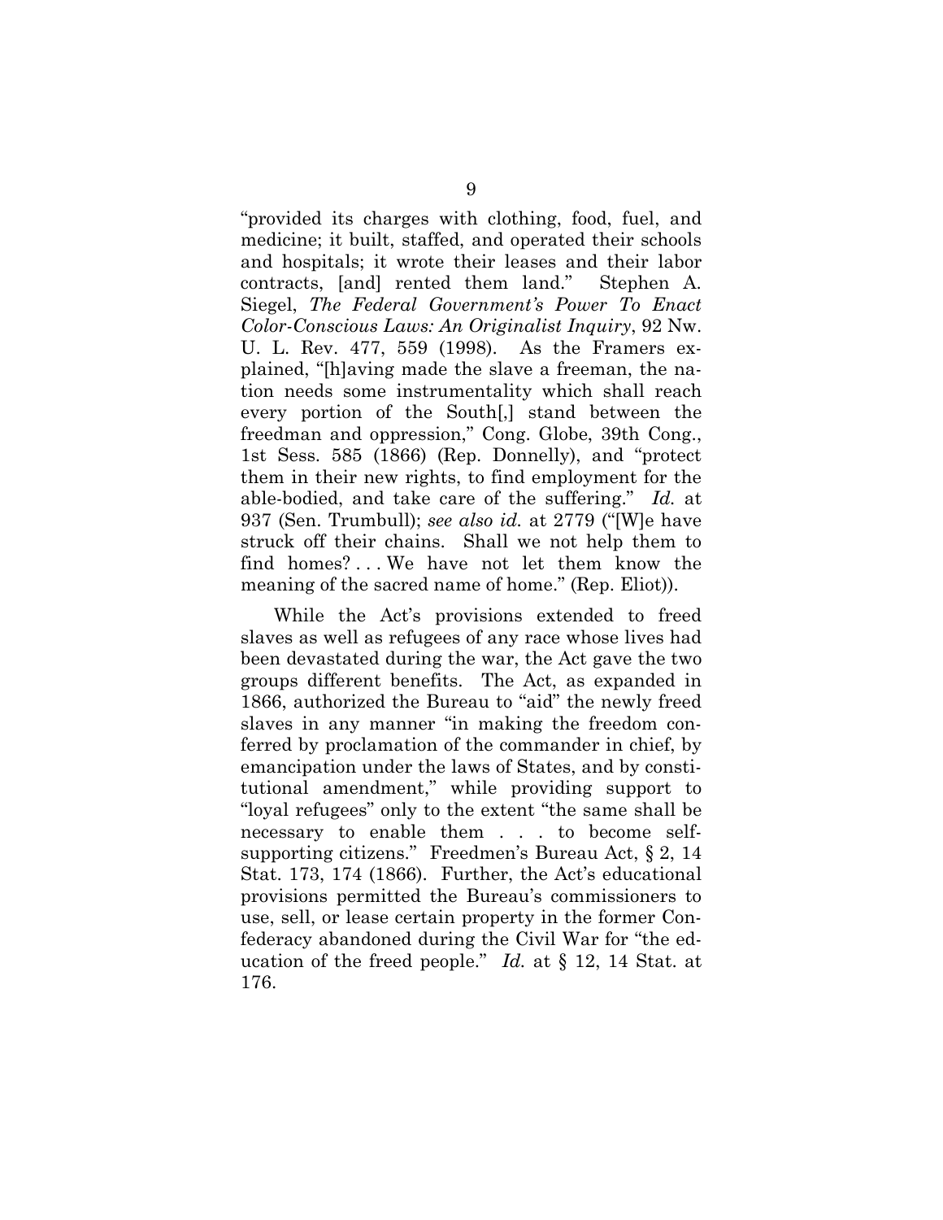"provided its charges with clothing, food, fuel, and medicine; it built, staffed, and operated their schools and hospitals; it wrote their leases and their labor contracts, [and] rented them land." Stephen A. Siegel, *The Federal Government's Power To Enact Color-Conscious Laws: An Originalist Inquiry*, 92 Nw. U. L. Rev. 477, 559 (1998). As the Framers explained, "[h]aving made the slave a freeman, the nation needs some instrumentality which shall reach every portion of the South[,] stand between the freedman and oppression," Cong. Globe, 39th Cong., 1st Sess. 585 (1866) (Rep. Donnelly), and "protect them in their new rights, to find employment for the able-bodied, and take care of the suffering." *Id.* at 937 (Sen. Trumbull); *see also id.* at 2779 ("[W]e have struck off their chains. Shall we not help them to find homes? . . . We have not let them know the meaning of the sacred name of home." (Rep. Eliot)).

While the Act's provisions extended to freed slaves as well as refugees of any race whose lives had been devastated during the war, the Act gave the two groups different benefits. The Act, as expanded in 1866, authorized the Bureau to "aid" the newly freed slaves in any manner "in making the freedom conferred by proclamation of the commander in chief, by emancipation under the laws of States, and by constitutional amendment," while providing support to "loyal refugees" only to the extent "the same shall be necessary to enable them . . . to become self-supporting citizens." Freedmen's Bureau Act, § 2, 14 Stat. 173, 174 (1866). Further, the Act's educational provisions permitted the Bureau's commissioners to use, sell, or lease certain property in the former Confederacy abandoned during the Civil War for "the education of the freed people." *Id.* at § 12, 14 Stat. at 176.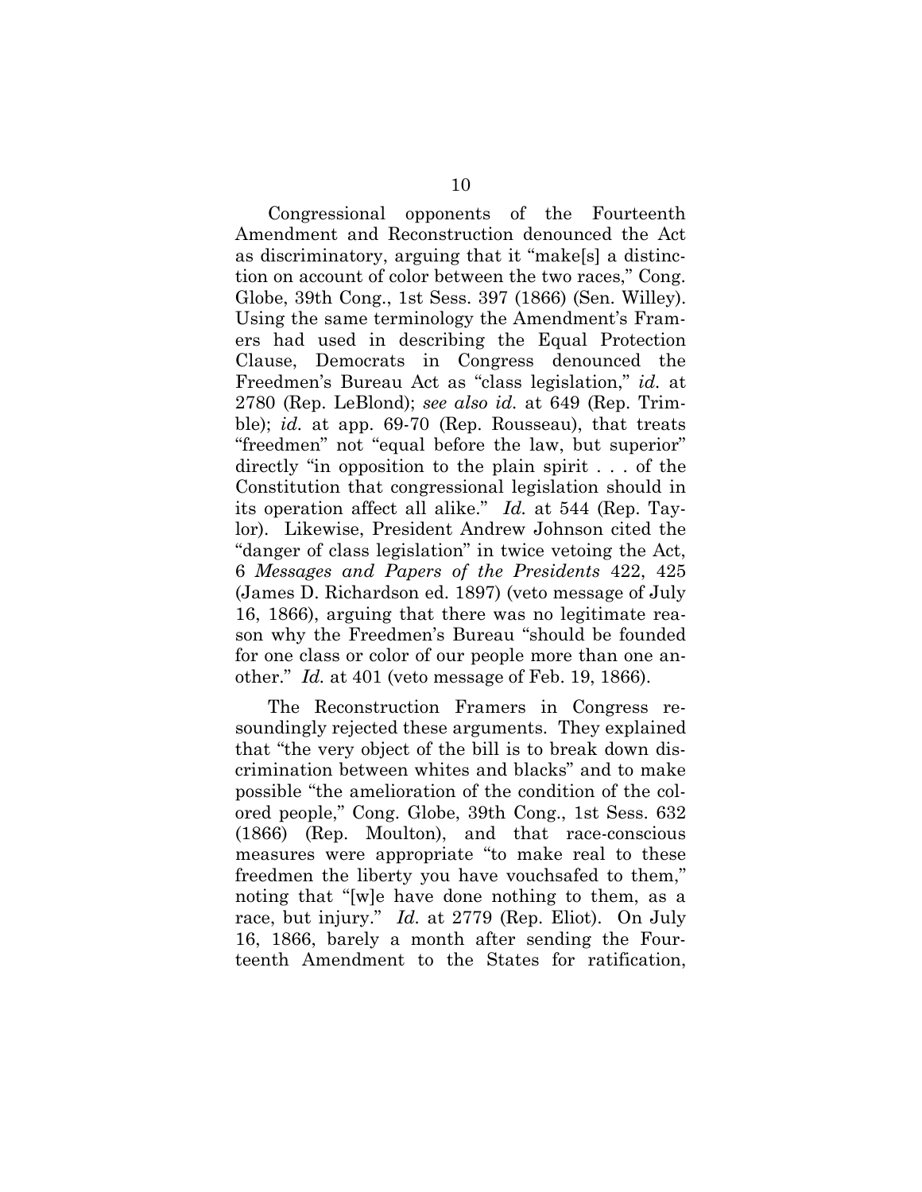Congressional opponents of the Fourteenth Amendment and Reconstruction denounced the Act as discriminatory, arguing that it "make[s] a distinction on account of color between the two races," Cong. Globe, 39th Cong., 1st Sess. 397 (1866) (Sen. Willey). Using the same terminology the Amendment's Framers had used in describing the Equal Protection Clause, Democrats in Congress denounced the Freedmen's Bureau Act as "class legislation," *id.* at 2780 (Rep. LeBlond); *see also id.* at 649 (Rep. Trimble); *id.* at app. 69-70 (Rep. Rousseau), that treats "freedmen" not "equal before the law, but superior" directly "in opposition to the plain spirit . . . of the Constitution that congressional legislation should in its operation affect all alike." *Id.* at 544 (Rep. Taylor). Likewise, President Andrew Johnson cited the "danger of class legislation" in twice vetoing the Act, 6 *Messages and Papers of the Presidents* 422, 425 (James D. Richardson ed. 1897) (veto message of July 16, 1866), arguing that there was no legitimate reason why the Freedmen's Bureau "should be founded for one class or color of our people more than one another." *Id.* at 401 (veto message of Feb. 19, 1866).

The Reconstruction Framers in Congress resoundingly rejected these arguments. They explained that "the very object of the bill is to break down discrimination between whites and blacks" and to make possible "the amelioration of the condition of the colored people," Cong. Globe, 39th Cong., 1st Sess. 632 (1866) (Rep. Moulton), and that race-conscious measures were appropriate "to make real to these freedmen the liberty you have vouchsafed to them," noting that "[w]e have done nothing to them, as a race, but injury." *Id.* at 2779 (Rep. Eliot). On July 16, 1866, barely a month after sending the Fourteenth Amendment to the States for ratification,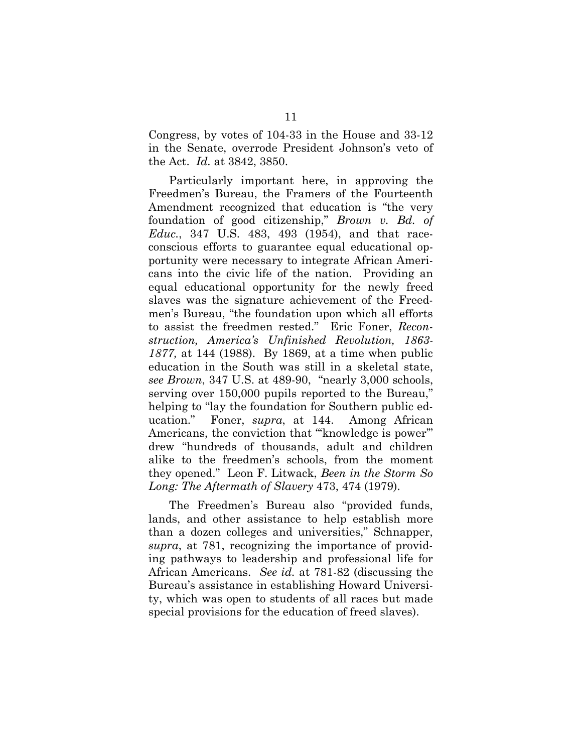Congress, by votes of 104-33 in the House and 33-12 in the Senate, overrode President Johnson's veto of the Act. *Id.* at 3842, 3850.

Particularly important here, in approving the Freedmen's Bureau, the Framers of the Fourteenth Amendment recognized that education is "the very foundation of good citizenship," *Brown v. Bd. of Educ.*, 347 U.S. 483, 493 (1954), and that race-conscious efforts to guarantee equal educational opportunity were necessary to integrate African Americans into the civic life of the nation. Providing an equal educational opportunity for the newly freed slaves was the signature achievement of the Freedmen's Bureau, "the foundation upon which all efforts to assist the freedmen rested." Eric Foner, *Reconstruction, America's Unfinished Revolution, 1863-1877,* at 144 (1988). By 1869, at a time when public education in the South was still in a skeletal state, *see Brown*, 347 U.S. at 489-90, "nearly 3,000 schools, serving over 150,000 pupils reported to the Bureau," helping to "lay the foundation for Southern public education." Foner, *supra*, at 144. Among African Americans, the conviction that "'knowledge is power'" drew "hundreds of thousands, adult and children alike to the freedmen's schools, from the moment they opened." Leon F. Litwack, *Been in the Storm So Long: The Aftermath of Slavery* 473, 474 (1979).

The Freedmen's Bureau also "provided funds, lands, and other assistance to help establish more than a dozen colleges and universities," Schnapper, *supra*, at 781, recognizing the importance of providing pathways to leadership and professional life for African Americans. *See id.* at 781-82 (discussing the Bureau's assistance in establishing Howard University, which was open to students of all races but made special provisions for the education of freed slaves).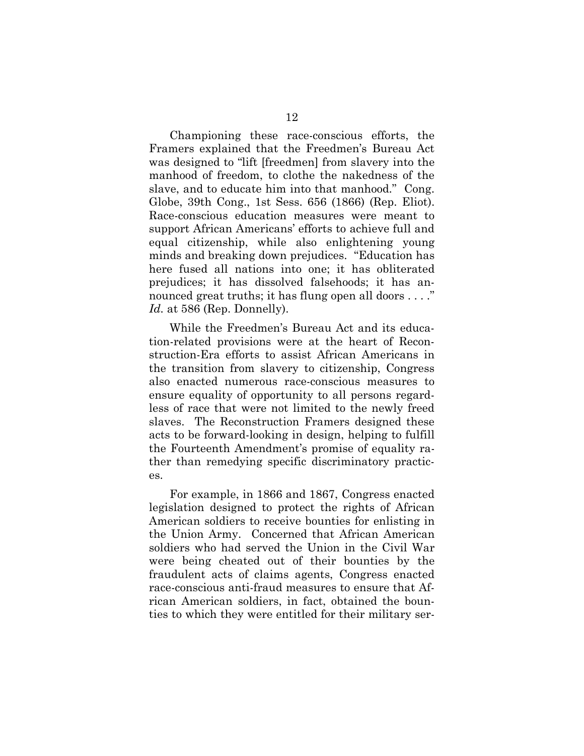Championing these race-conscious efforts, the Framers explained that the Freedmen's Bureau Act was designed to "lift [freedmen] from slavery into the manhood of freedom, to clothe the nakedness of the slave, and to educate him into that manhood." Cong. Globe, 39th Cong., 1st Sess. 656 (1866) (Rep. Eliot). Race-conscious education measures were meant to support African Americans' efforts to achieve full and equal citizenship, while also enlightening young minds and breaking down prejudices. "Education has here fused all nations into one; it has obliterated prejudices; it has dissolved falsehoods; it has announced great truths; it has flung open all doors . . . ." *Id.* at 586 (Rep. Donnelly).

While the Freedmen's Bureau Act and its education-related provisions were at the heart of Reconstruction-Era efforts to assist African Americans in the transition from slavery to citizenship, Congress also enacted numerous race-conscious measures to ensure equality of opportunity to all persons regardless of race that were not limited to the newly freed slaves. The Reconstruction Framers designed these acts to be forward-looking in design, helping to fulfill the Fourteenth Amendment's promise of equality rather than remedying specific discriminatory practices.

For example, in 1866 and 1867, Congress enacted legislation designed to protect the rights of African American soldiers to receive bounties for enlisting in the Union Army. Concerned that African American soldiers who had served the Union in the Civil War were being cheated out of their bounties by the fraudulent acts of claims agents, Congress enacted race-conscious anti-fraud measures to ensure that African American soldiers, in fact, obtained the bounties to which they were entitled for their military ser-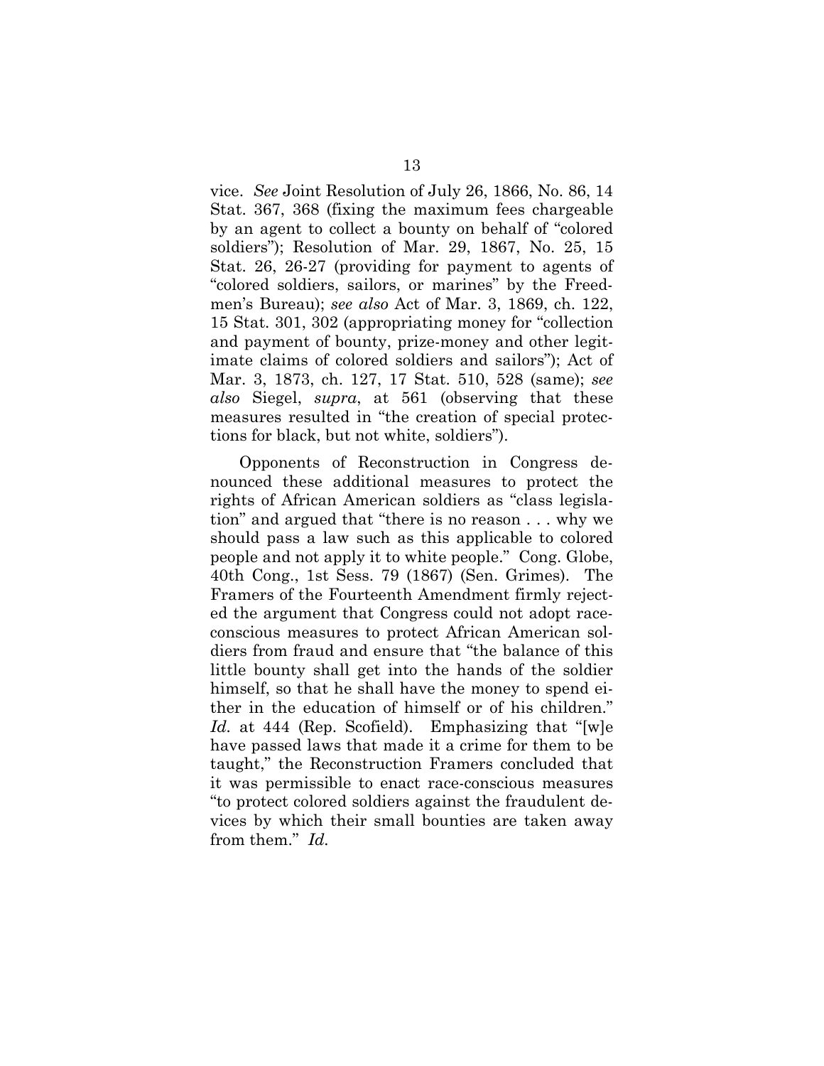vice. *See* Joint Resolution of July 26, 1866, No. 86, 14 Stat. 367, 368 (fixing the maximum fees chargeable by an agent to collect a bounty on behalf of "colored soldiers"); Resolution of Mar. 29, 1867, No. 25, 15 Stat. 26, 26-27 (providing for payment to agents of "colored soldiers, sailors, or marines" by the Freedmen's Bureau); *see also* Act of Mar. 3, 1869, ch. 122, 15 Stat. 301, 302 (appropriating money for "collection and payment of bounty, prize-money and other legitimate claims of colored soldiers and sailors"); Act of Mar. 3, 1873, ch. 127, 17 Stat. 510, 528 (same); *see also* Siegel, *supra*, at 561 (observing that these measures resulted in "the creation of special protections for black, but not white, soldiers").

Opponents of Reconstruction in Congress denounced these additional measures to protect the rights of African American soldiers as "class legislation" and argued that "there is no reason . . . why we should pass a law such as this applicable to colored people and not apply it to white people." Cong. Globe, 40th Cong., 1st Sess. 79 (1867) (Sen. Grimes). The Framers of the Fourteenth Amendment firmly rejected the argument that Congress could not adopt race-conscious measures to protect African American soldiers from fraud and ensure that "the balance of this little bounty shall get into the hands of the soldier himself, so that he shall have the money to spend either in the education of himself or of his children." *Id.* at 444 (Rep. Scofield). Emphasizing that "[w]e have passed laws that made it a crime for them to be taught," the Reconstruction Framers concluded that it was permissible to enact race-conscious measures "to protect colored soldiers against the fraudulent devices by which their small bounties are taken away from them." *Id.*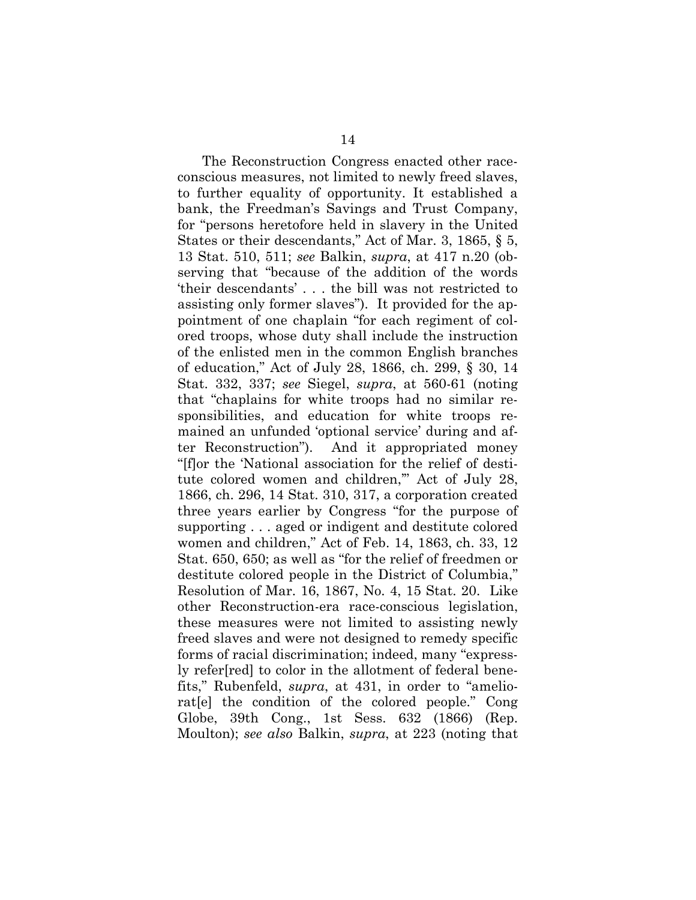The Reconstruction Congress enacted other race-conscious measures, not limited to newly freed slaves, to further equality of opportunity. It established a bank, the Freedman's Savings and Trust Company, for "persons heretofore held in slavery in the United States or their descendants," Act of Mar. 3, 1865, § 5, 13 Stat. 510, 511; *see* Balkin, *supra*, at 417 n.20 (observing that "because of the addition of the words 'their descendants' . . . the bill was not restricted to assisting only former slaves"). It provided for the appointment of one chaplain "for each regiment of colored troops, whose duty shall include the instruction of the enlisted men in the common English branches of education," Act of July 28, 1866, ch. 299, § 30, 14 Stat. 332, 337; *see* Siegel, *supra*, at 560-61 (noting that "chaplains for white troops had no similar responsibilities, and education for white troops remained an unfunded 'optional service' during and after Reconstruction"). And it appropriated money "[f]or the 'National association for the relief of destitute colored women and children,'" Act of July 28, 1866, ch. 296, 14 Stat. 310, 317, a corporation created three years earlier by Congress "for the purpose of supporting . . . aged or indigent and destitute colored women and children," Act of Feb. 14, 1863, ch. 33, 12 Stat. 650, 650; as well as "for the relief of freedmen or destitute colored people in the District of Columbia," Resolution of Mar. 16, 1867, No. 4, 15 Stat. 20. Like other Reconstruction-era race-conscious legislation, these measures were not limited to assisting newly freed slaves and were not designed to remedy specific forms of racial discrimination; indeed, many "expressly refer[red] to color in the allotment of federal benefits," Rubenfeld, *supra*, at 431, in order to "ameliorat[e] the condition of the colored people." Cong Globe, 39th Cong., 1st Sess. 632 (1866) (Rep. Moulton); *see also* Balkin, *supra*, at 223 (noting that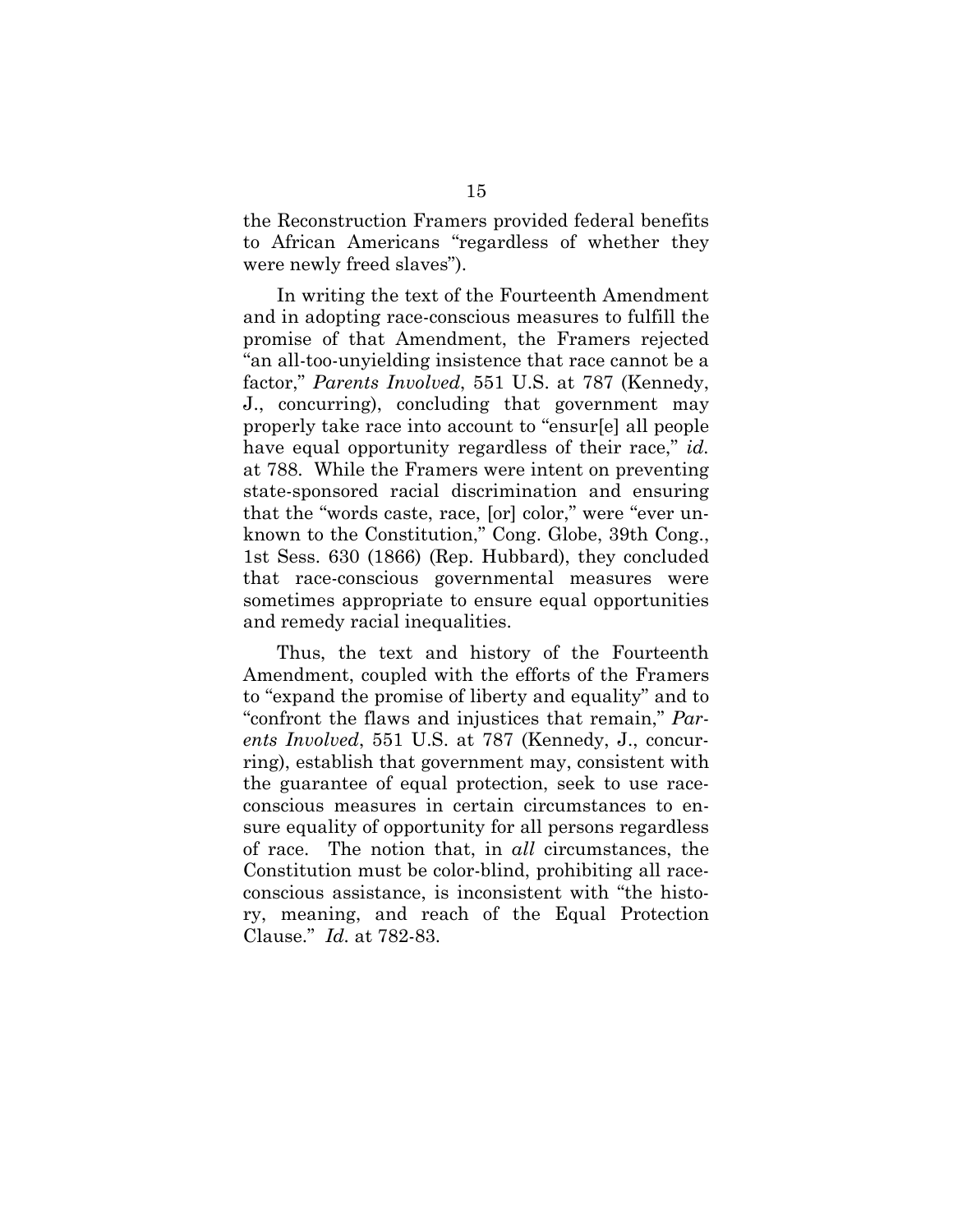the Reconstruction Framers provided federal benefits to African Americans "regardless of whether they were newly freed slaves").

In writing the text of the Fourteenth Amendment and in adopting race-conscious measures to fulfill the promise of that Amendment, the Framers rejected "an all-too-unyielding insistence that race cannot be a factor," *Parents Involved*, 551 U.S. at 787 (Kennedy, J., concurring), concluding that government may properly take race into account to "ensur[e] all people have equal opportunity regardless of their race," *id.* at 788. While the Framers were intent on preventing state-sponsored racial discrimination and ensuring that the "words caste, race, [or] color," were "ever unknown to the Constitution," Cong. Globe, 39th Cong., 1st Sess. 630 (1866) (Rep. Hubbard), they concluded that race-conscious governmental measures were sometimes appropriate to ensure equal opportunities and remedy racial inequalities.

Thus, the text and history of the Fourteenth Amendment, coupled with the efforts of the Framers to "expand the promise of liberty and equality" and to "confront the flaws and injustices that remain," *Parents Involved*, 551 U.S. at 787 (Kennedy, J., concurring), establish that government may, consistent with the guarantee of equal protection, seek to use race-conscious measures in certain circumstances to ensure equality of opportunity for all persons regardless of race. The notion that, in *all* circumstances, the Constitution must be color-blind, prohibiting all race-conscious assistance, is inconsistent with "the history, meaning, and reach of the Equal Protection Clause." *Id.* at 782-83.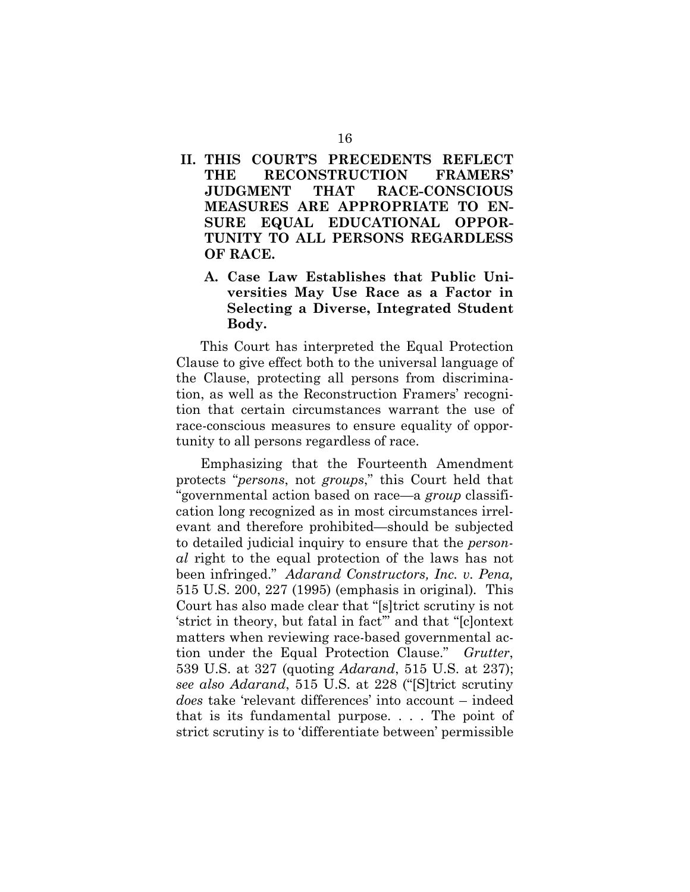## II. THIS COURT'S PRECEDENTS REFLECT THE RECONSTRUCTION FRAMERS' JUDGMENT THAT RACE-CONSCIOUS MEASURES ARE APPROPRIATE TO ENSURE EQUAL EDUCATIONAL OPPORTUNITY TO ALL PERSONS REGARDLESS OF RACE.

### A. Case Law Establishes that Public Universities May Use Race as a Factor in Selecting a Diverse, Integrated Student Body.

This Court has interpreted the Equal Protection Clause to give effect both to the universal language of the Clause, protecting all persons from discrimination, as well as the Reconstruction Framers' recognition that certain circumstances warrant the use of race-conscious measures to ensure equality of opportunity to all persons regardless of race.

Emphasizing that the Fourteenth Amendment protects "*persons*, not *groups*," this Court held that "governmental action based on race—a *group* classification long recognized as in most circumstances irrelevant and therefore prohibited—should be subjected to detailed judicial inquiry to ensure that the *personal* right to the equal protection of the laws has not been infringed." *Adarand Constructors, Inc. v. Pena,* 515 U.S. 200, 227 (1995) (emphasis in original). This Court has also made clear that "[s]trict scrutiny is not 'strict in theory, but fatal in fact'" and that "[c]ontext matters when reviewing race-based governmental action under the Equal Protection Clause." *Grutter*, 539 U.S. at 327 (quoting *Adarand*, 515 U.S. at 237); *see also Adarand*, 515 U.S. at 228 ("[S]trict scrutiny *does* take 'relevant differences' into account – indeed that is its fundamental purpose. . . . The point of strict scrutiny is to 'differentiate between' permissible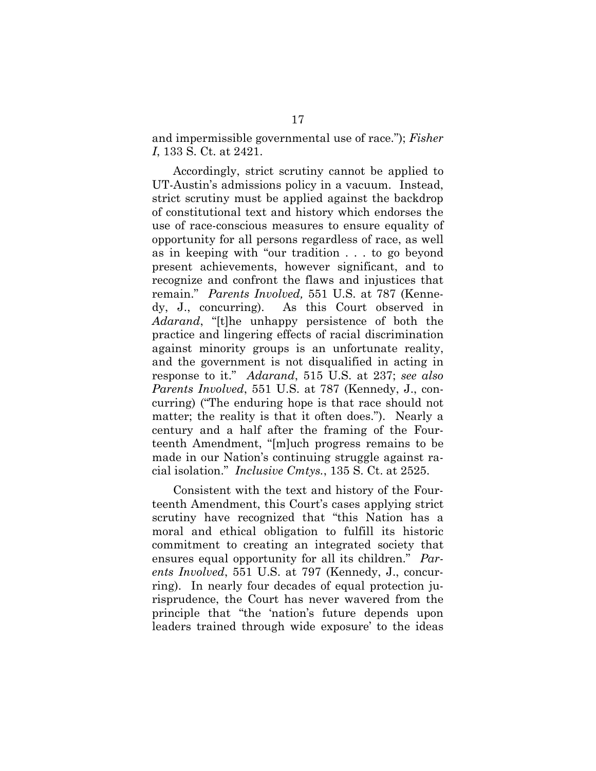and impermissible governmental use of race."); *Fisher I*, 133 S. Ct. at 2421.

Accordingly, strict scrutiny cannot be applied to UT-Austin's admissions policy in a vacuum. Instead, strict scrutiny must be applied against the backdrop of constitutional text and history which endorses the use of race-conscious measures to ensure equality of opportunity for all persons regardless of race, as well as in keeping with "our tradition . . . to go beyond present achievements, however significant, and to recognize and confront the flaws and injustices that remain." *Parents Involved,* 551 U.S. at 787 (Kennedy, J., concurring). As this Court observed in *Adarand*, "[t]he unhappy persistence of both the practice and lingering effects of racial discrimination against minority groups is an unfortunate reality, and the government is not disqualified in acting in response to it." *Adarand*, 515 U.S. at 237; *see also Parents Involved*, 551 U.S. at 787 (Kennedy, J., concurring) ("The enduring hope is that race should not matter; the reality is that it often does."). Nearly a century and a half after the framing of the Fourteenth Amendment, "[m]uch progress remains to be made in our Nation's continuing struggle against racial isolation." *Inclusive Cmtys.*, 135 S. Ct. at 2525.

Consistent with the text and history of the Fourteenth Amendment, this Court's cases applying strict scrutiny have recognized that "this Nation has a moral and ethical obligation to fulfill its historic commitment to creating an integrated society that ensures equal opportunity for all its children." *Parents Involved*, 551 U.S. at 797 (Kennedy, J., concurring). In nearly four decades of equal protection jurisprudence, the Court has never wavered from the principle that "the 'nation's future depends upon leaders trained through wide exposure' to the ideas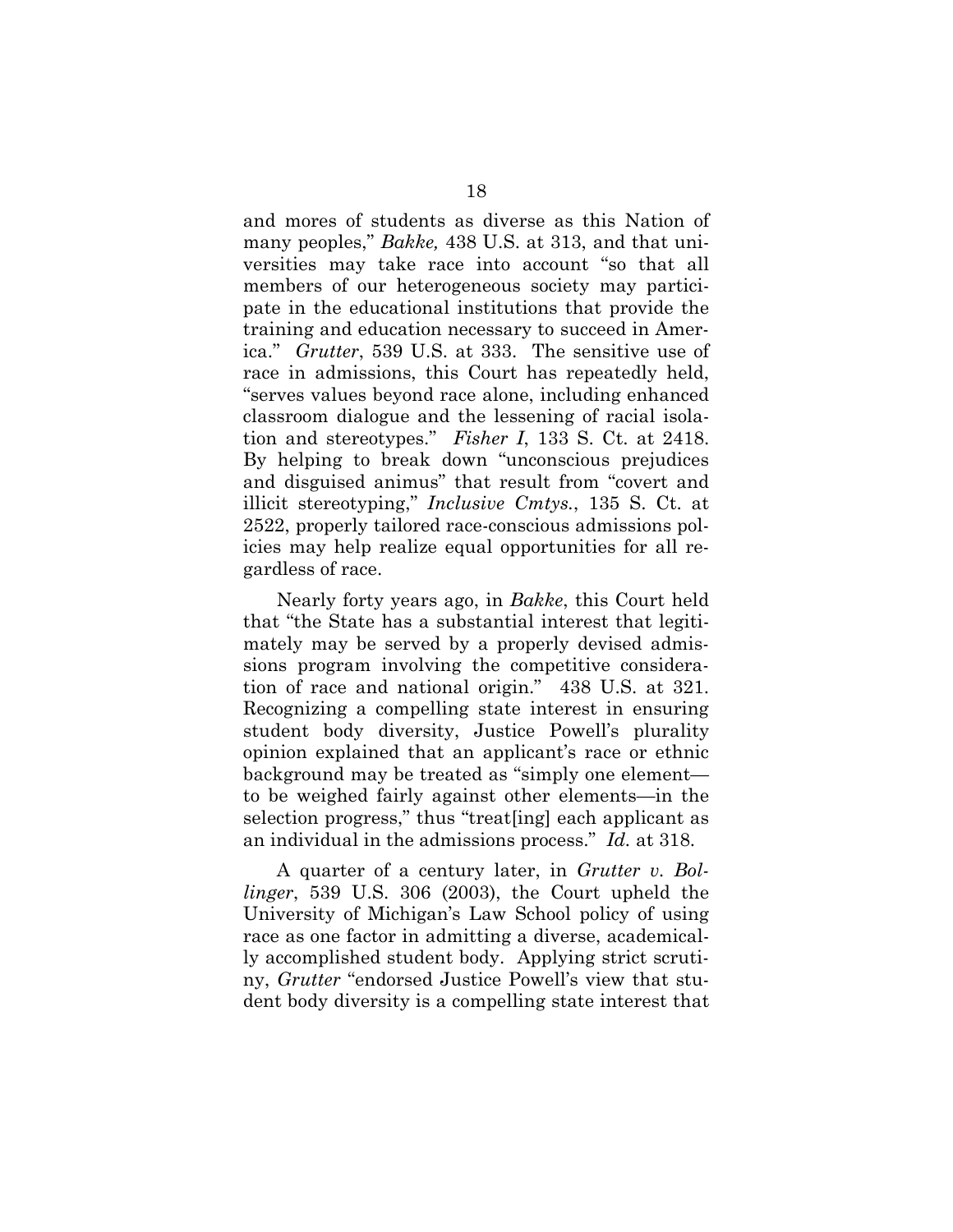and mores of students as diverse as this Nation of many peoples," *Bakke,* 438 U.S. at 313, and that universities may take race into account "so that all members of our heterogeneous society may participate in the educational institutions that provide the training and education necessary to succeed in America." *Grutter*, 539 U.S. at 333. The sensitive use of race in admissions, this Court has repeatedly held, "serves values beyond race alone, including enhanced classroom dialogue and the lessening of racial isolation and stereotypes." *Fisher I*, 133 S. Ct. at 2418. By helping to break down "unconscious prejudices and disguised animus" that result from "covert and illicit stereotyping," *Inclusive Cmtys.*, 135 S. Ct. at 2522, properly tailored race-conscious admissions policies may help realize equal opportunities for all regardless of race.

Nearly forty years ago, in *Bakke*, this Court held that "the State has a substantial interest that legitimately may be served by a properly devised admissions program involving the competitive consideration of race and national origin." 438 U.S. at 321. Recognizing a compelling state interest in ensuring student body diversity, Justice Powell's plurality opinion explained that an applicant's race or ethnic background may be treated as "simply one element—to be weighed fairly against other elements—in the selection progress," thus "treat[ing] each applicant as an individual in the admissions process." *Id.* at 318.

A quarter of a century later, in *Grutter v. Bollinger*, 539 U.S. 306 (2003), the Court upheld the University of Michigan's Law School policy of using race as one factor in admitting a diverse, academically accomplished student body. Applying strict scrutiny, *Grutter* "endorsed Justice Powell's view that student body diversity is a compelling state interest that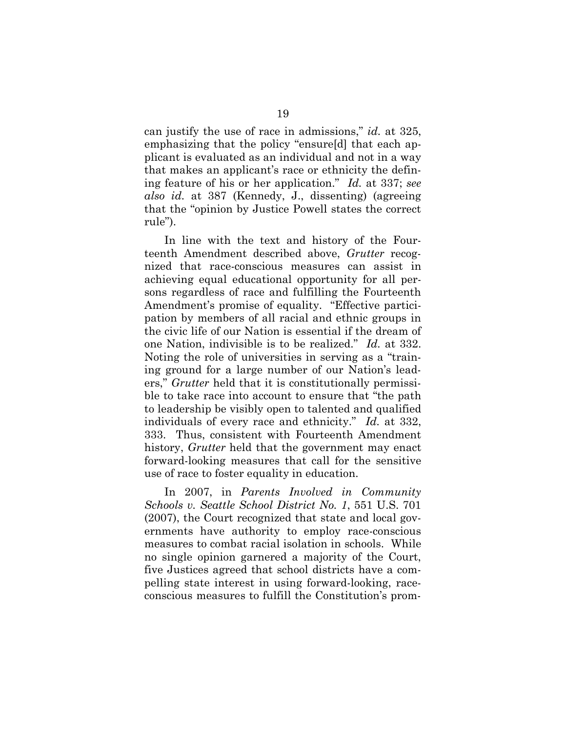can justify the use of race in admissions," *id.* at 325, emphasizing that the policy "ensure[d] that each applicant is evaluated as an individual and not in a way that makes an applicant's race or ethnicity the defining feature of his or her application." *Id.* at 337; *see also id.* at 387 (Kennedy, J., dissenting) (agreeing that the "opinion by Justice Powell states the correct rule").

In line with the text and history of the Fourteenth Amendment described above, *Grutter* recognized that race-conscious measures can assist in achieving equal educational opportunity for all persons regardless of race and fulfilling the Fourteenth Amendment's promise of equality. "Effective participation by members of all racial and ethnic groups in the civic life of our Nation is essential if the dream of one Nation, indivisible is to be realized." *Id.* at 332. Noting the role of universities in serving as a "training ground for a large number of our Nation's leaders," *Grutter* held that it is constitutionally permissible to take race into account to ensure that "the path to leadership be visibly open to talented and qualified individuals of every race and ethnicity." *Id.* at 332, 333. Thus, consistent with Fourteenth Amendment history, *Grutter* held that the government may enact forward-looking measures that call for the sensitive use of race to foster equality in education.

In 2007, in *Parents Involved in Community Schools v. Seattle School District No. 1*, 551 U.S. 701 (2007), the Court recognized that state and local governments have authority to employ race-conscious measures to combat racial isolation in schools. While no single opinion garnered a majority of the Court, five Justices agreed that school districts have a compelling state interest in using forward-looking, race-conscious measures to fulfill the Constitution's prom-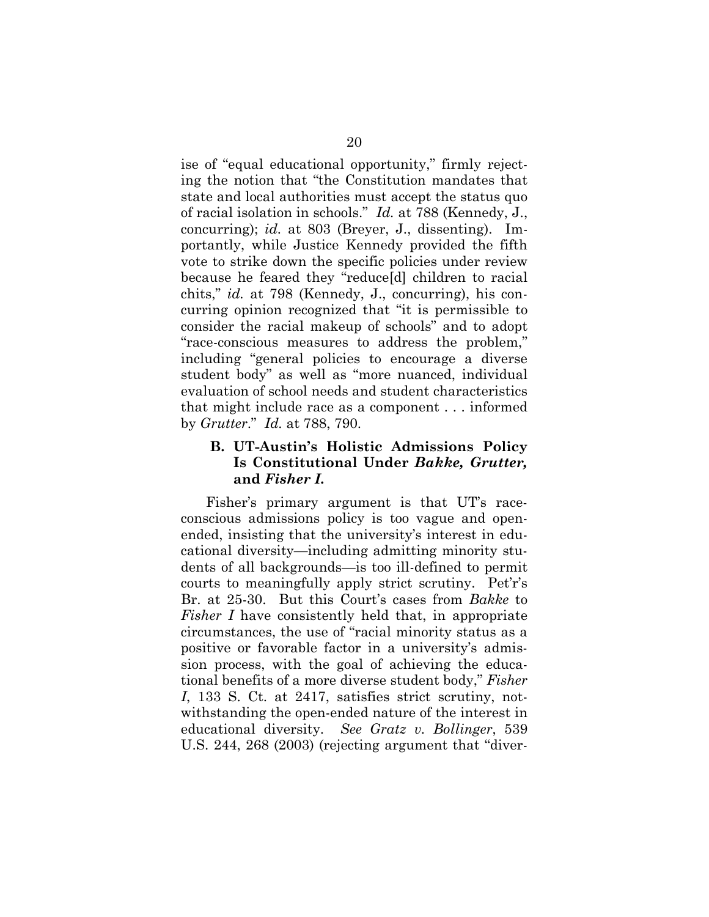ise of "equal educational opportunity," firmly rejecting the notion that "the Constitution mandates that state and local authorities must accept the status quo of racial isolation in schools." *Id.* at 788 (Kennedy, J., concurring); *id.* at 803 (Breyer, J., dissenting). Importantly, while Justice Kennedy provided the fifth vote to strike down the specific policies under review because he feared they "reduce[d] children to racial chits," *id.* at 798 (Kennedy, J., concurring), his concurring opinion recognized that "it is permissible to consider the racial makeup of schools" and to adopt "race-conscious measures to address the problem," including "general policies to encourage a diverse student body" as well as "more nuanced, individual evaluation of school needs and student characteristics that might include race as a component . . . informed by *Grutter*." *Id.* at 788, 790.

### B. UT-Austin's Holistic Admissions Policy Is Constitutional Under *Bakke, Grutter,* and *Fisher I.*

Fisher's primary argument is that UT's race-conscious admissions policy is too vague and open-ended, insisting that the university's interest in educational diversity—including admitting minority students of all backgrounds—is too ill-defined to permit courts to meaningfully apply strict scrutiny. Pet'r's Br. at 25-30. But this Court's cases from *Bakke* to *Fisher I* have consistently held that, in appropriate circumstances, the use of "racial minority status as a positive or favorable factor in a university's admission process, with the goal of achieving the educational benefits of a more diverse student body," *Fisher I*, 133 S. Ct. at 2417, satisfies strict scrutiny, notwithstanding the open-ended nature of the interest in educational diversity. *See Gratz v. Bollinger*, 539 U.S. 244, 268 (2003) (rejecting argument that "diver-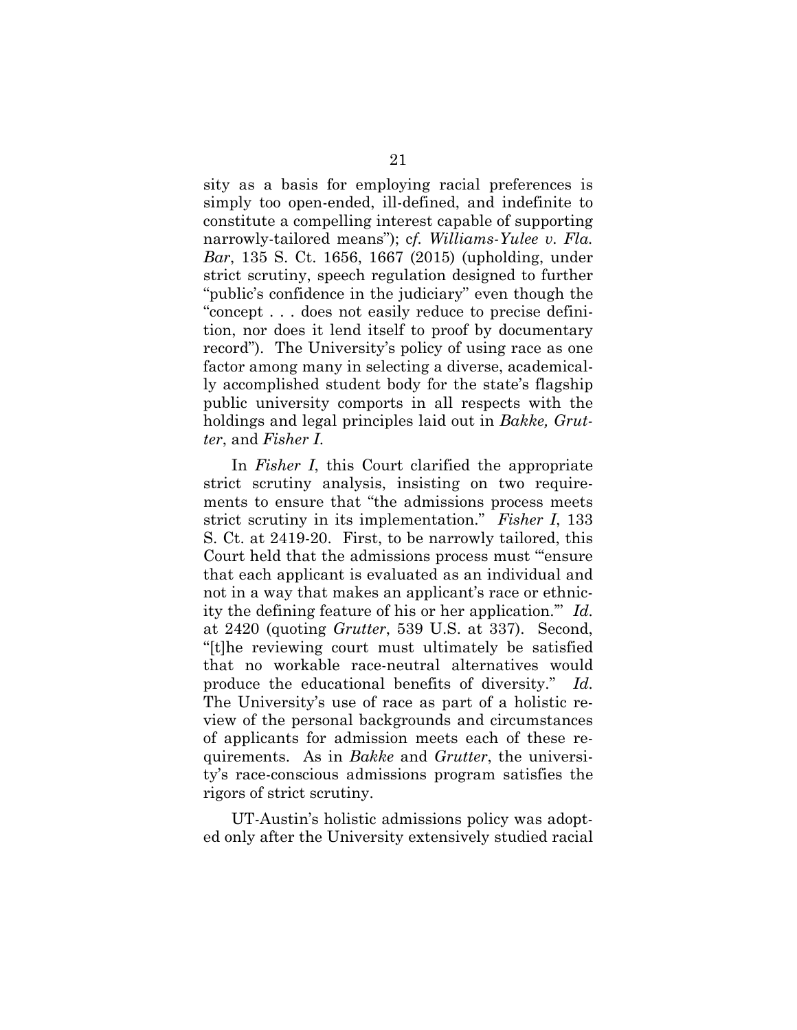sity as a basis for employing racial preferences is simply too open-ended, ill-defined, and indefinite to constitute a compelling interest capable of supporting narrowly-tailored means"); *cf. Williams-Yulee v. Fla. Bar*, 135 S. Ct. 1656, 1667 (2015) (upholding, under strict scrutiny, speech regulation designed to further "public's confidence in the judiciary" even though the "concept . . . does not easily reduce to precise definition, nor does it lend itself to proof by documentary record"). The University's policy of using race as one factor among many in selecting a diverse, academically accomplished student body for the state's flagship public university comports in all respects with the holdings and legal principles laid out in *Bakke, Grutter*, and *Fisher I*.

In *Fisher I*, this Court clarified the appropriate strict scrutiny analysis, insisting on two requirements to ensure that "the admissions process meets strict scrutiny in its implementation." *Fisher I*, 133 S. Ct. at 2419-20. First, to be narrowly tailored, this Court held that the admissions process must "'ensure that each applicant is evaluated as an individual and not in a way that makes an applicant's race or ethnicity the defining feature of his or her application.'" *Id.* at 2420 (quoting *Grutter*, 539 U.S. at 337). Second, "[t]he reviewing court must ultimately be satisfied that no workable race-neutral alternatives would produce the educational benefits of diversity." *Id.* The University's use of race as part of a holistic review of the personal backgrounds and circumstances of applicants for admission meets each of these requirements. As in *Bakke* and *Grutter*, the university's race-conscious admissions program satisfies the rigors of strict scrutiny.

UT-Austin's holistic admissions policy was adopted only after the University extensively studied racial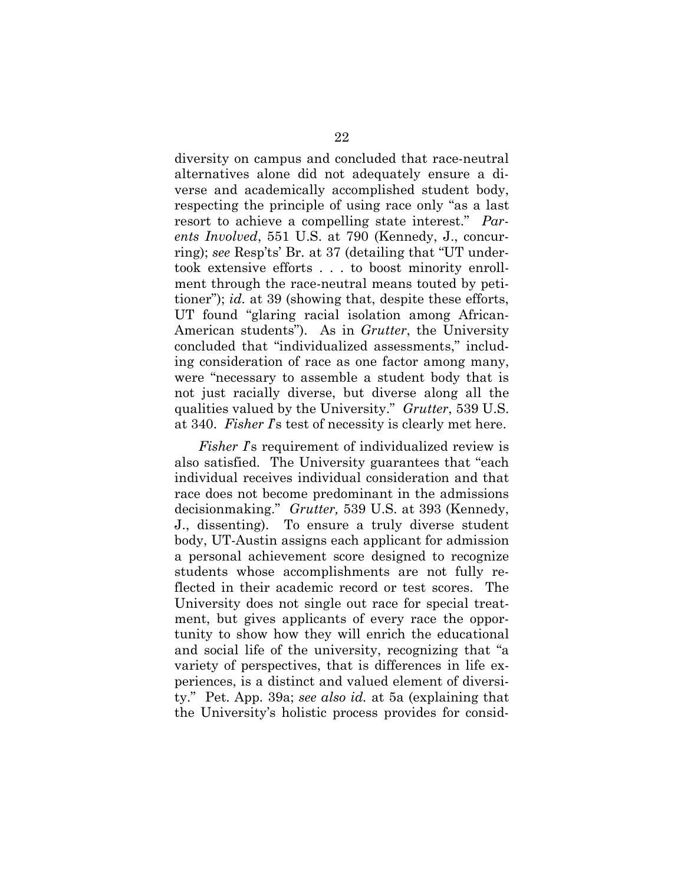diversity on campus and concluded that race-neutral alternatives alone did not adequately ensure a diverse and academically accomplished student body, respecting the principle of using race only "as a last resort to achieve a compelling state interest." *Parents Involved*, 551 U.S. at 790 (Kennedy, J., concurring); *see* Resp'ts' Br. at 37 (detailing that "UT undertook extensive efforts . . . to boost minority enrollment through the race-neutral means touted by petitioner"); *id.* at 39 (showing that, despite these efforts, UT found "glaring racial isolation among African-American students"). As in *Grutter*, the University concluded that "individualized assessments," including consideration of race as one factor among many, were "necessary to assemble a student body that is not just racially diverse, but diverse along all the qualities valued by the University." *Grutter*, 539 U.S. at 340. *Fisher I*'s test of necessity is clearly met here.

*Fisher I*'s requirement of individualized review is also satisfied. The University guarantees that "each individual receives individual consideration and that race does not become predominant in the admissions decisionmaking." *Grutter,* 539 U.S. at 393 (Kennedy, J., dissenting). To ensure a truly diverse student body, UT-Austin assigns each applicant for admission a personal achievement score designed to recognize students whose accomplishments are not fully reflected in their academic record or test scores. The University does not single out race for special treatment, but gives applicants of every race the opportunity to show how they will enrich the educational and social life of the university, recognizing that "a variety of perspectives, that is differences in life experiences, is a distinct and valued element of diversity." Pet. App. 39a; *see also id.* at 5a (explaining that the University's holistic process provides for consid-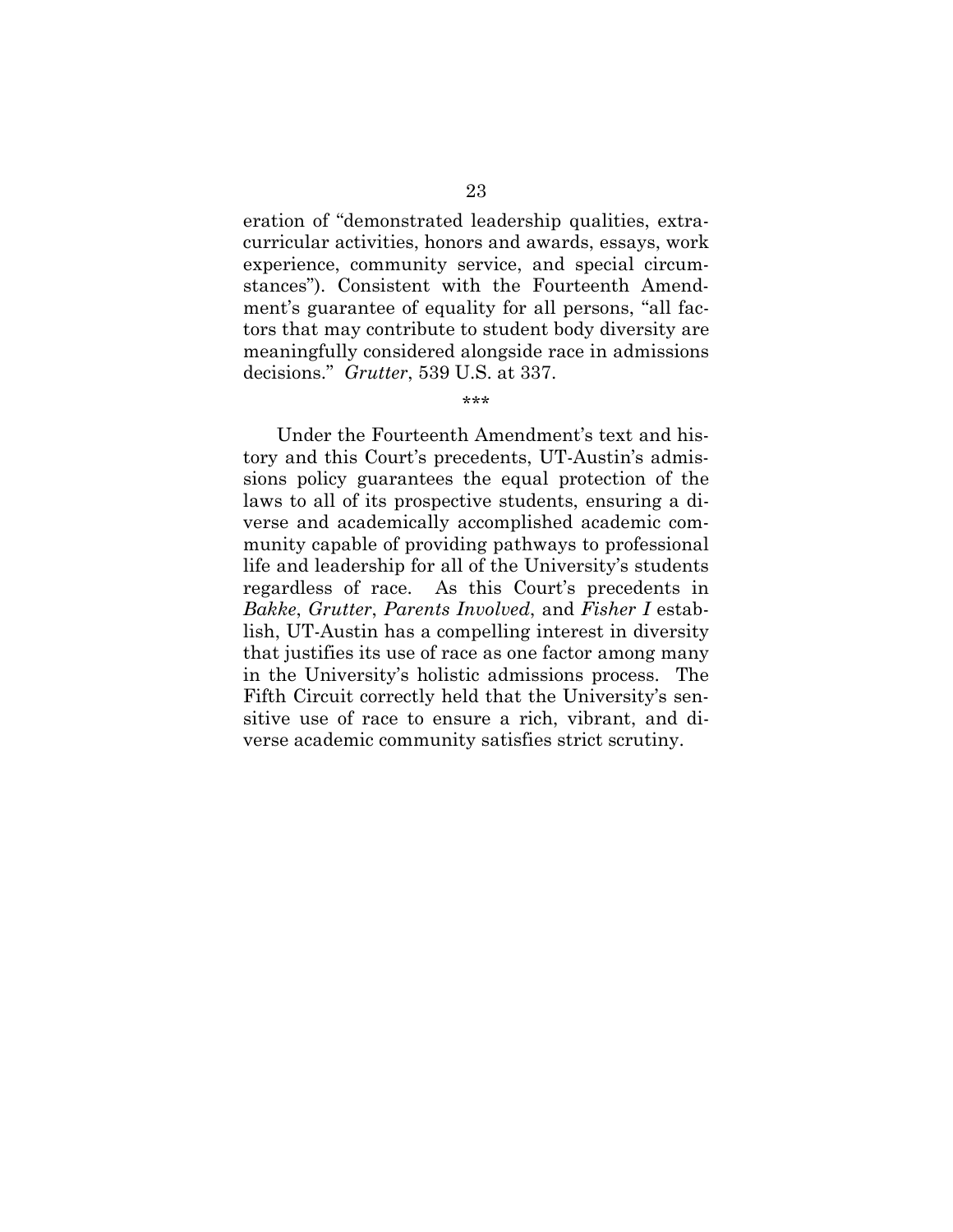eration of "demonstrated leadership qualities, extracurricular activities, honors and awards, essays, work experience, community service, and special circumstances"). Consistent with the Fourteenth Amendment's guarantee of equality for all persons, "all factors that may contribute to student body diversity are meaningfully considered alongside race in admissions decisions." *Grutter*, 539 U.S. at 337.

\*\*\*

Under the Fourteenth Amendment's text and history and this Court's precedents, UT-Austin's admissions policy guarantees the equal protection of the laws to all of its prospective students, ensuring a diverse and academically accomplished academic community capable of providing pathways to professional life and leadership for all of the University's students regardless of race. As this Court's precedents in *Bakke*, *Grutter*, *Parents Involved*, and *Fisher I* establish, UT-Austin has a compelling interest in diversity that justifies its use of race as one factor among many in the University's holistic admissions process. The Fifth Circuit correctly held that the University's sensitive use of race to ensure a rich, vibrant, and diverse academic community satisfies strict scrutiny.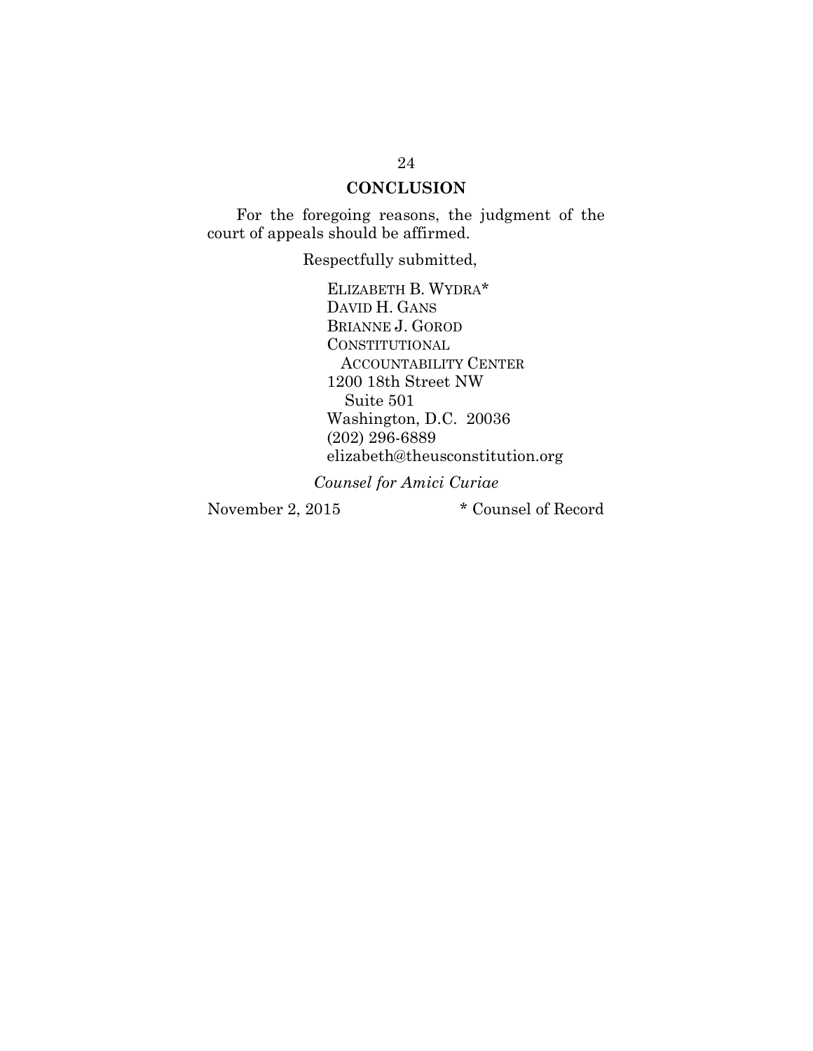## CONCLUSION

For the foregoing reasons, the judgment of the court of appeals should be affirmed.

Respectfully submitted,

ELIZABETH B. WYDRA*
DAVID H. GANS
BRIANNE J. GOROD
CONSTITUTIONAL
ACCOUNTABILITY CENTER
1200 18th Street NW
Suite 501
Washington, D.C. 20036
(202) 296-6889
elizabeth@theusconstitution.org

*Counsel for Amici Curiae*

November 2, 2015

* Counsel of Record